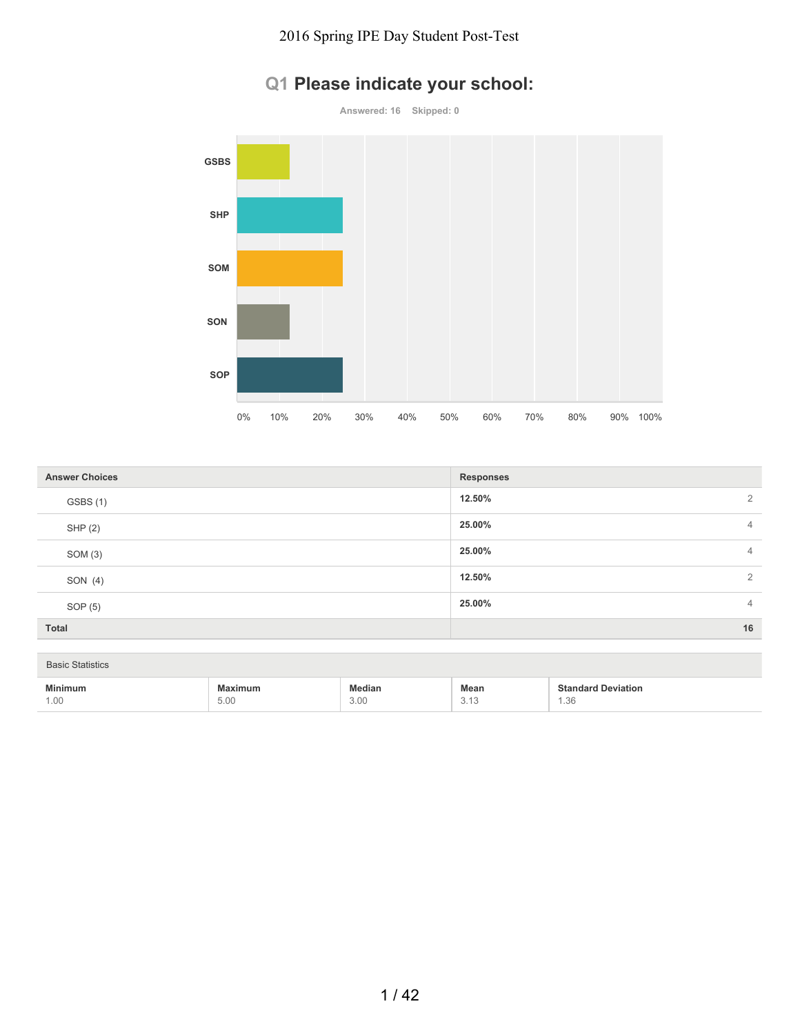# 2016 Spring IPE Day Student Post-Test

## Q1 Please indicate your school:

Answered: 16 Skipped: 0

GSBS
SHP
SOM
SON
SOP

0% 10% 20% 30% 40% 50% 60% 70% 80% 90% 100%

| Answer Choices | Responses | |
|---|---|---|
| GSBS (1) | 12.50% | 2 |
| SHP (2) | 25.00% | 4 |
| SOM (3) | 25.00% | 4 |
| SON (4) | 12.50% | 2 |
| SOP (5) | 25.00% | 4 |
| **Total** | | **16** |

Basic Statistics

| Minimum | Maximum | Median | Mean | Standard Deviation |
|---|---|---|---|---|
| 1.00 | 5.00 | 3.00 | 3.13 | 1.36 |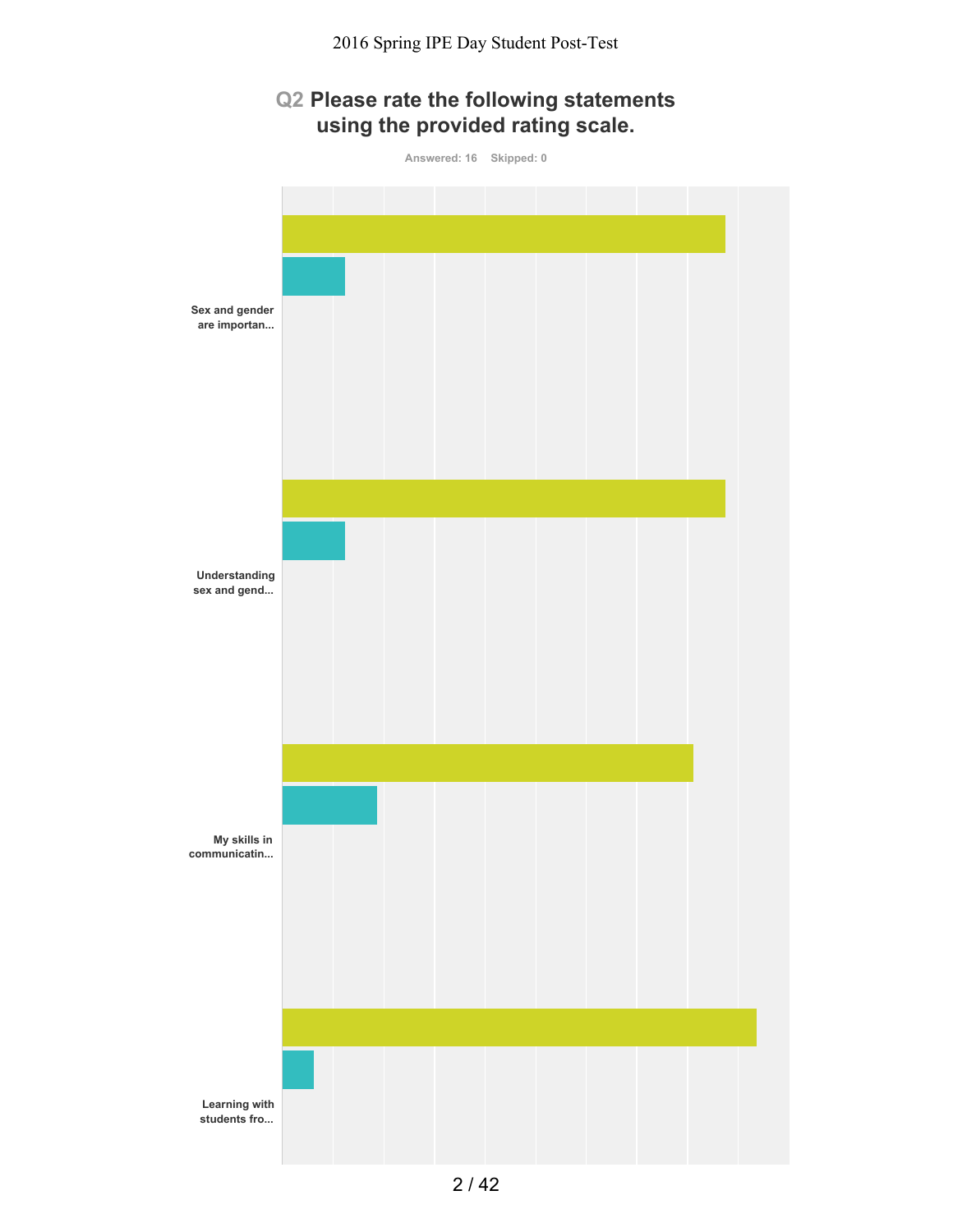# Q2 Please rate the following statements using the provided rating scale.

Answered: 16 Skipped: 0

Sex and gender are importan...

Understanding sex and gend...

My skills in communicatin...

Learning with students fro...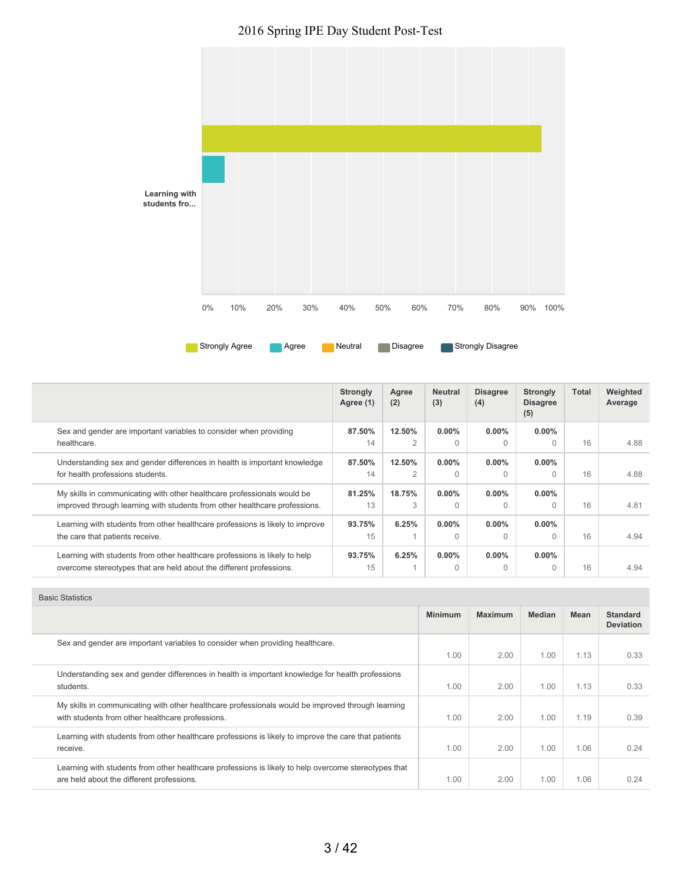2016 Spring IPE Day Student Post-Test

Learning with students fro...

0% 10% 20% 30% 40% 50% 60% 70% 80% 90% 100%

Strongly Agree  Agree  Neutral  Disagree  Strongly Disagree

| | Strongly Agree (1) | Agree (2) | Neutral (3) | Disagree (4) | Strongly Disagree (5) | Total | Weighted Average |
|---|---|---|---|---|---|---|---|
| Sex and gender are important variables to consider when providing healthcare. | 87.50% 14 | 12.50% 2 | 0.00% 0 | 0.00% 0 | 0.00% 0 | 16 | 4.88 |
| Understanding sex and gender differences in health is important knowledge for health professions students. | 87.50% 14 | 12.50% 2 | 0.00% 0 | 0.00% 0 | 0.00% 0 | 16 | 4.88 |
| My skills in communicating with other healthcare professionals would be improved through learning with students from other healthcare professions. | 81.25% 13 | 18.75% 3 | 0.00% 0 | 0.00% 0 | 0.00% 0 | 16 | 4.81 |
| Learning with students from other healthcare professions is likely to improve the care that patients receive. | 93.75% 15 | 6.25% 1 | 0.00% 0 | 0.00% 0 | 0.00% 0 | 16 | 4.94 |
| Learning with students from other healthcare professions is likely to help overcome stereotypes that are held about the different professions. | 93.75% 15 | 6.25% 1 | 0.00% 0 | 0.00% 0 | 0.00% 0 | 16 | 4.94 |

Basic Statistics

| | Minimum | Maximum | Median | Mean | Standard Deviation |
|---|---|---|---|---|---|
| Sex and gender are important variables to consider when providing healthcare. | 1.00 | 2.00 | 1.00 | 1.13 | 0.33 |
| Understanding sex and gender differences in health is important knowledge for health professions students. | 1.00 | 2.00 | 1.00 | 1.13 | 0.33 |
| My skills in communicating with other healthcare professionals would be improved through learning with students from other healthcare professions. | 1.00 | 2.00 | 1.00 | 1.19 | 0.39 |
| Learning with students from other healthcare professions is likely to improve the care that patients receive. | 1.00 | 2.00 | 1.00 | 1.06 | 0.24 |
| Learning with students from other healthcare professions is likely to help overcome stereotypes that are held about the different professions. | 1.00 | 2.00 | 1.00 | 1.06 | 0.24 |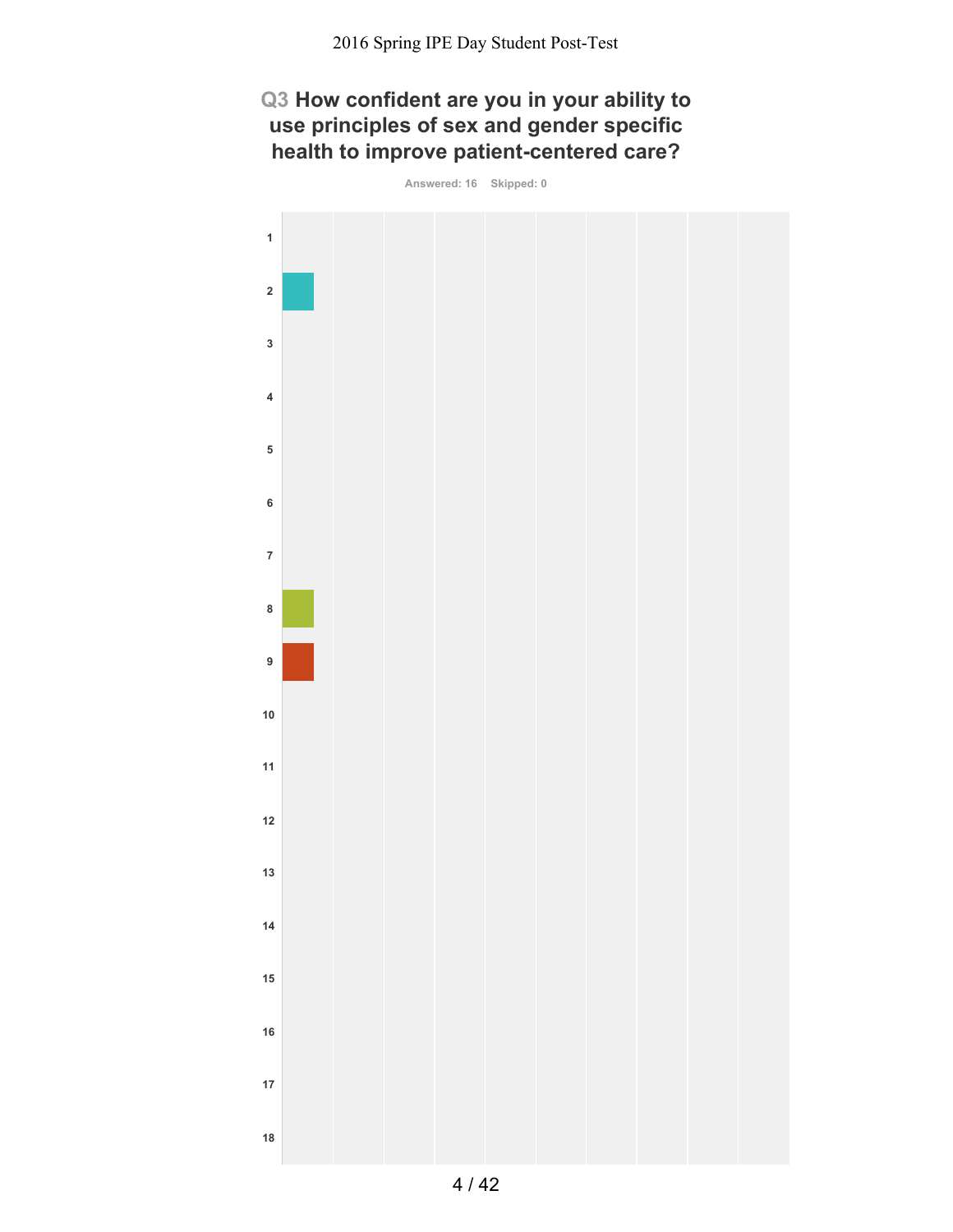## Q3 How confident are you in your ability to use principles of sex and gender specific health to improve patient-centered care?

Answered: 16 Skipped: 0

1

2

3

4

5

6

7

8

9

10

11

12

13

14

15

16

17

18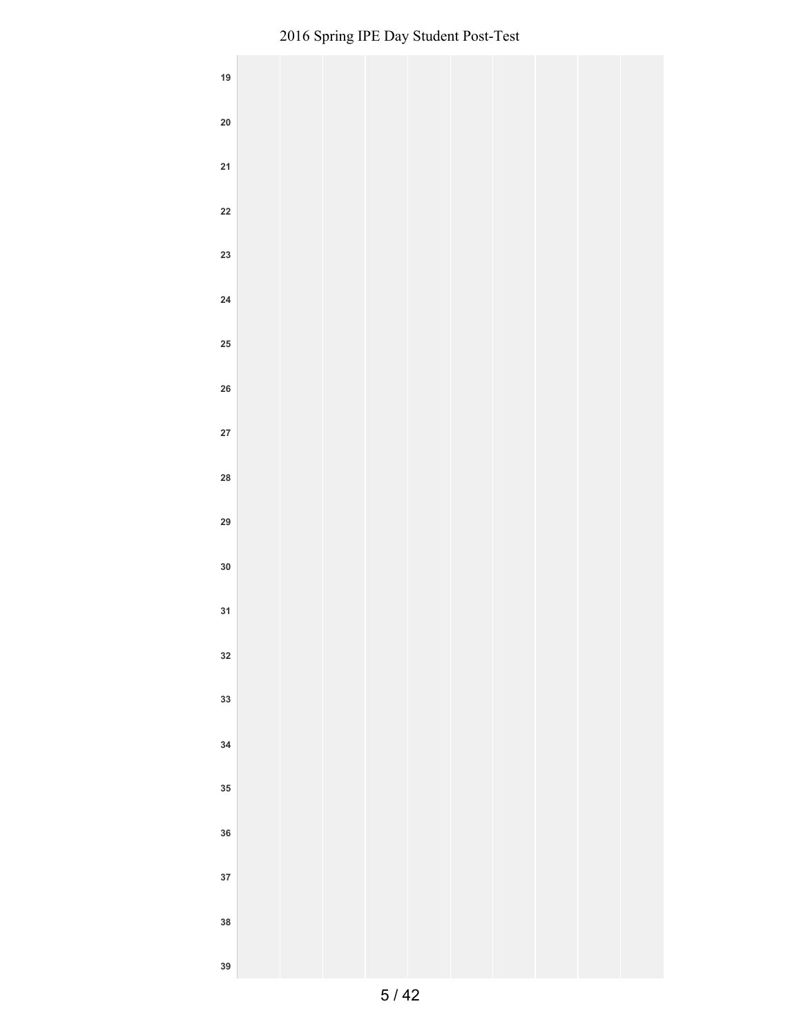19

20

21

22

23

24

25

26

27

28

29

30

31

32

33

34

35

36

37

38

39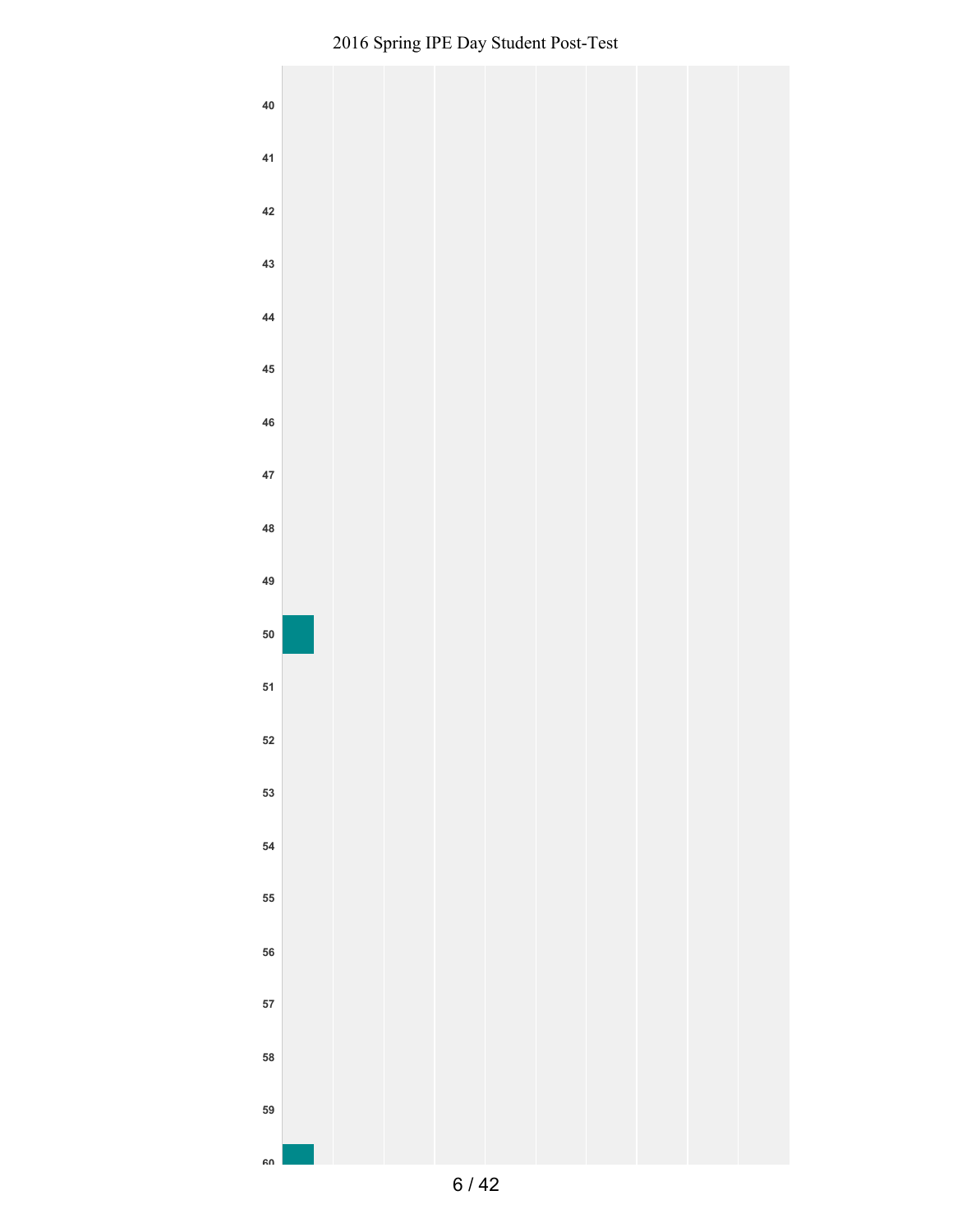40

41

42

43

44

45

46

47

48

49

50

51

52

53

54

55

56

57

58

59

60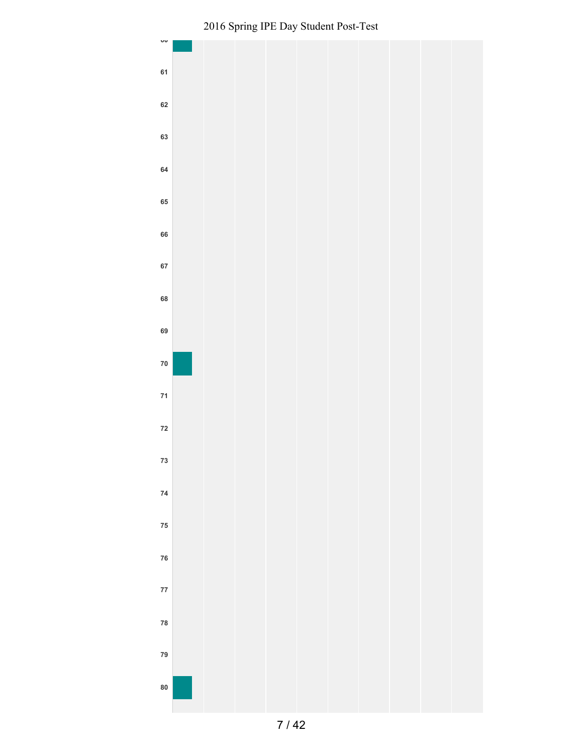60

61

62

63

64

65

66

67

68

69

70

71

72

73

74

75

76

77

78

79

80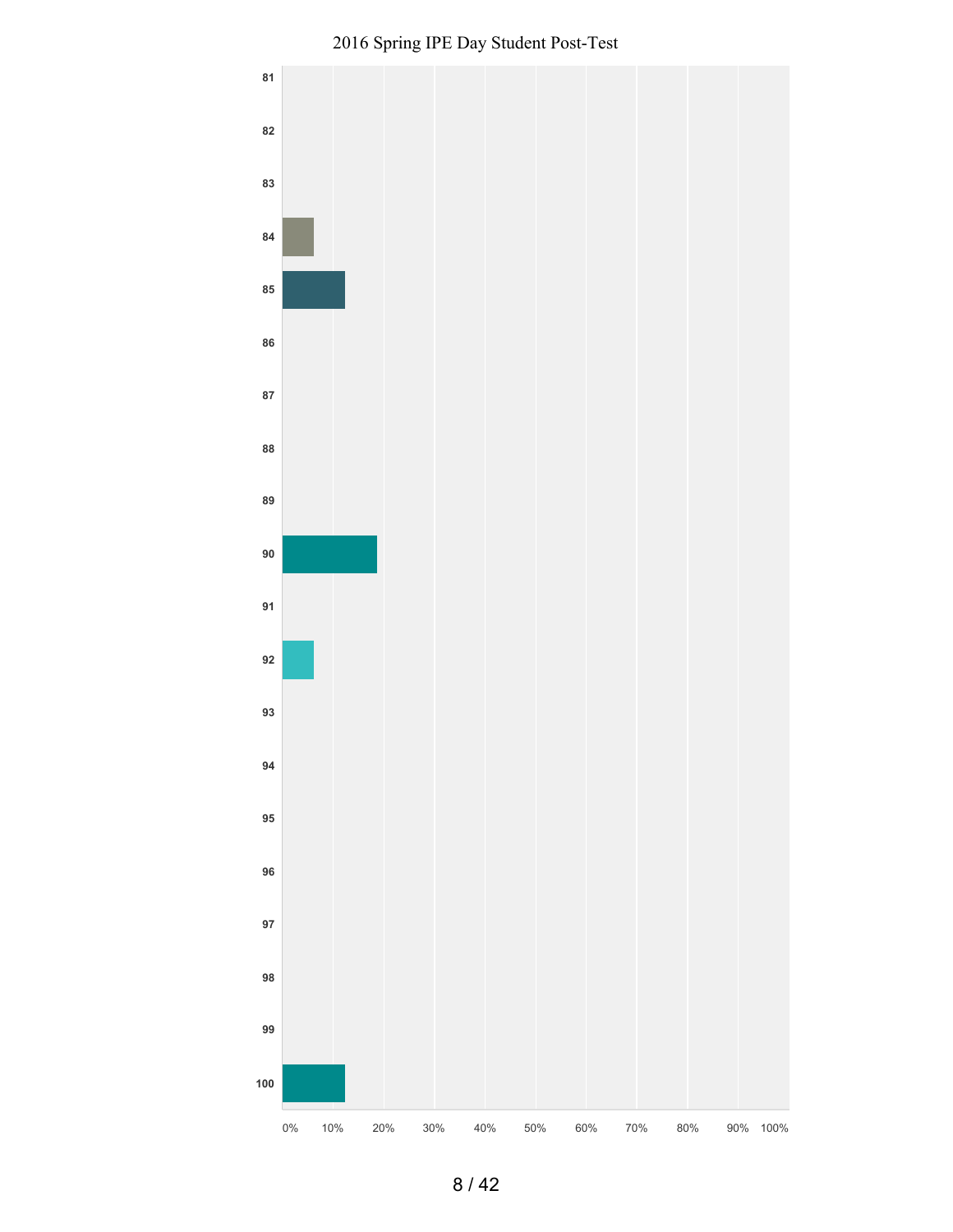2016 Spring IPE Day Student Post-Test

81

82

83

84

85

86

87

88

89

90

91

92

93

94

95

96

97

98

99

100

0% 10% 20% 30% 40% 50% 60% 70% 80% 90% 100%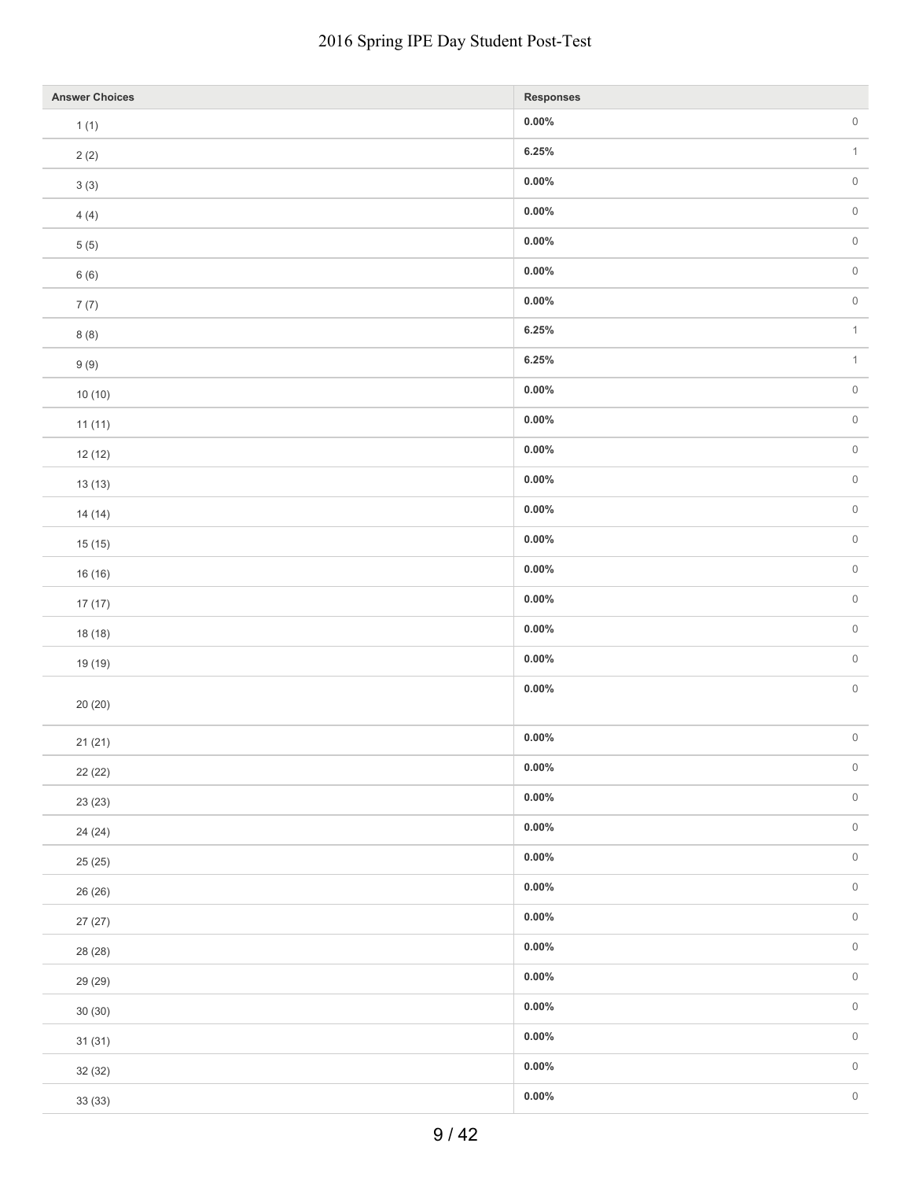| Answer Choices | Responses | |
|---|---|---|
| 1 (1) | 0.00% | 0 |
| 2 (2) | 6.25% | 1 |
| 3 (3) | 0.00% | 0 |
| 4 (4) | 0.00% | 0 |
| 5 (5) | 0.00% | 0 |
| 6 (6) | 0.00% | 0 |
| 7 (7) | 0.00% | 0 |
| 8 (8) | 6.25% | 1 |
| 9 (9) | 6.25% | 1 |
| 10 (10) | 0.00% | 0 |
| 11 (11) | 0.00% | 0 |
| 12 (12) | 0.00% | 0 |
| 13 (13) | 0.00% | 0 |
| 14 (14) | 0.00% | 0 |
| 15 (15) | 0.00% | 0 |
| 16 (16) | 0.00% | 0 |
| 17 (17) | 0.00% | 0 |
| 18 (18) | 0.00% | 0 |
| 19 (19) | 0.00% | 0 |
| 20 (20) | 0.00% | 0 |
| 21 (21) | 0.00% | 0 |
| 22 (22) | 0.00% | 0 |
| 23 (23) | 0.00% | 0 |
| 24 (24) | 0.00% | 0 |
| 25 (25) | 0.00% | 0 |
| 26 (26) | 0.00% | 0 |
| 27 (27) | 0.00% | 0 |
| 28 (28) | 0.00% | 0 |
| 29 (29) | 0.00% | 0 |
| 30 (30) | 0.00% | 0 |
| 31 (31) | 0.00% | 0 |
| 32 (32) | 0.00% | 0 |
| 33 (33) | 0.00% | 0 |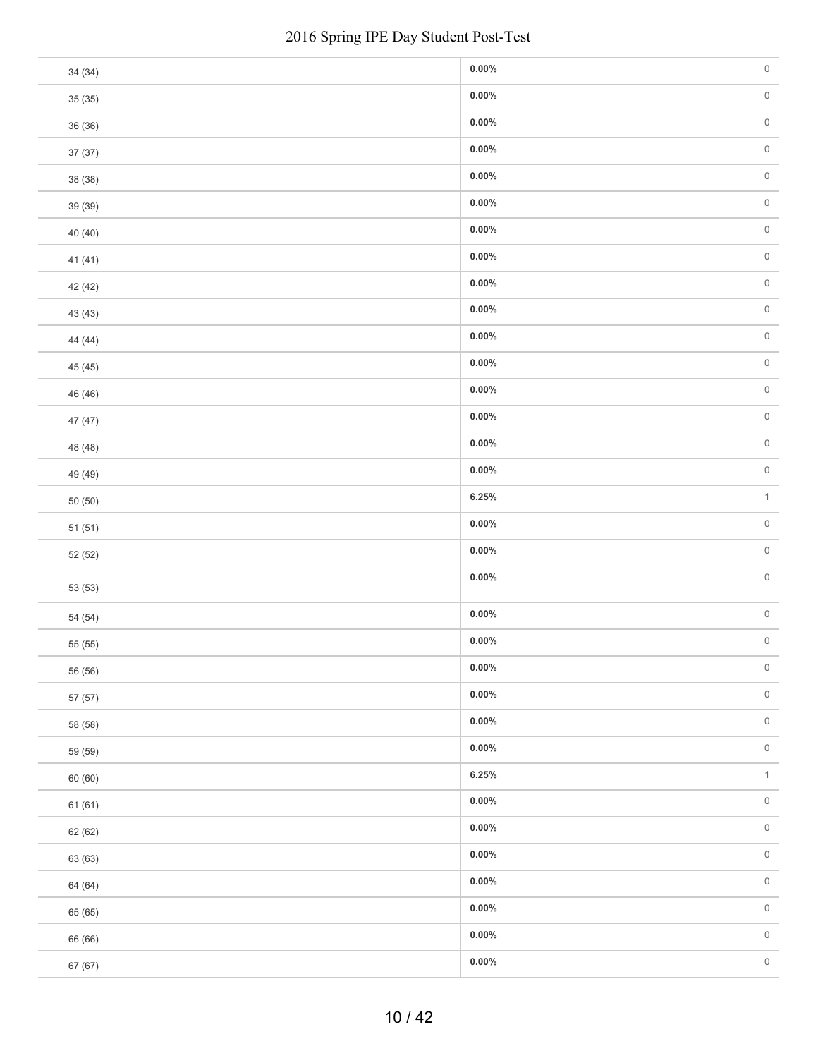| | | |
|---|---|---|
| 34 (34) | 0.00% | 0 |
| 35 (35) | 0.00% | 0 |
| 36 (36) | 0.00% | 0 |
| 37 (37) | 0.00% | 0 |
| 38 (38) | 0.00% | 0 |
| 39 (39) | 0.00% | 0 |
| 40 (40) | 0.00% | 0 |
| 41 (41) | 0.00% | 0 |
| 42 (42) | 0.00% | 0 |
| 43 (43) | 0.00% | 0 |
| 44 (44) | 0.00% | 0 |
| 45 (45) | 0.00% | 0 |
| 46 (46) | 0.00% | 0 |
| 47 (47) | 0.00% | 0 |
| 48 (48) | 0.00% | 0 |
| 49 (49) | 0.00% | 0 |
| 50 (50) | 6.25% | 1 |
| 51 (51) | 0.00% | 0 |
| 52 (52) | 0.00% | 0 |
| 53 (53) | 0.00% | 0 |
| 54 (54) | 0.00% | 0 |
| 55 (55) | 0.00% | 0 |
| 56 (56) | 0.00% | 0 |
| 57 (57) | 0.00% | 0 |
| 58 (58) | 0.00% | 0 |
| 59 (59) | 0.00% | 0 |
| 60 (60) | 6.25% | 1 |
| 61 (61) | 0.00% | 0 |
| 62 (62) | 0.00% | 0 |
| 63 (63) | 0.00% | 0 |
| 64 (64) | 0.00% | 0 |
| 65 (65) | 0.00% | 0 |
| 66 (66) | 0.00% | 0 |
| 67 (67) | 0.00% | 0 |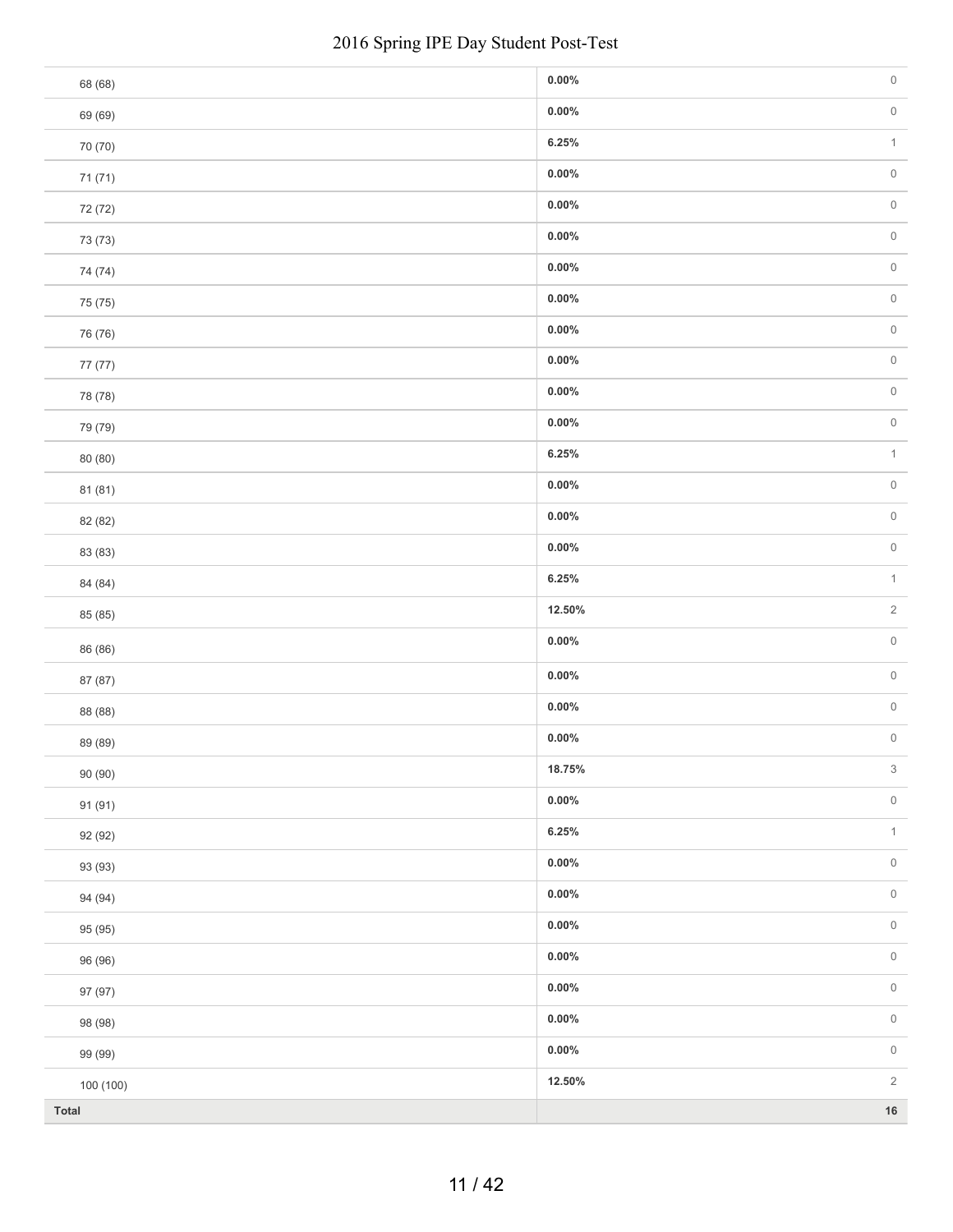| | | |
|---|---|---|
| 68 (68) | 0.00% | 0 |
| 69 (69) | 0.00% | 0 |
| 70 (70) | 6.25% | 1 |
| 71 (71) | 0.00% | 0 |
| 72 (72) | 0.00% | 0 |
| 73 (73) | 0.00% | 0 |
| 74 (74) | 0.00% | 0 |
| 75 (75) | 0.00% | 0 |
| 76 (76) | 0.00% | 0 |
| 77 (77) | 0.00% | 0 |
| 78 (78) | 0.00% | 0 |
| 79 (79) | 0.00% | 0 |
| 80 (80) | 6.25% | 1 |
| 81 (81) | 0.00% | 0 |
| 82 (82) | 0.00% | 0 |
| 83 (83) | 0.00% | 0 |
| 84 (84) | 6.25% | 1 |
| 85 (85) | 12.50% | 2 |
| 86 (86) | 0.00% | 0 |
| 87 (87) | 0.00% | 0 |
| 88 (88) | 0.00% | 0 |
| 89 (89) | 0.00% | 0 |
| 90 (90) | 18.75% | 3 |
| 91 (91) | 0.00% | 0 |
| 92 (92) | 6.25% | 1 |
| 93 (93) | 0.00% | 0 |
| 94 (94) | 0.00% | 0 |
| 95 (95) | 0.00% | 0 |
| 96 (96) | 0.00% | 0 |
| 97 (97) | 0.00% | 0 |
| 98 (98) | 0.00% | 0 |
| 99 (99) | 0.00% | 0 |
| 100 (100) | 12.50% | 2 |
| **Total** | | **16** |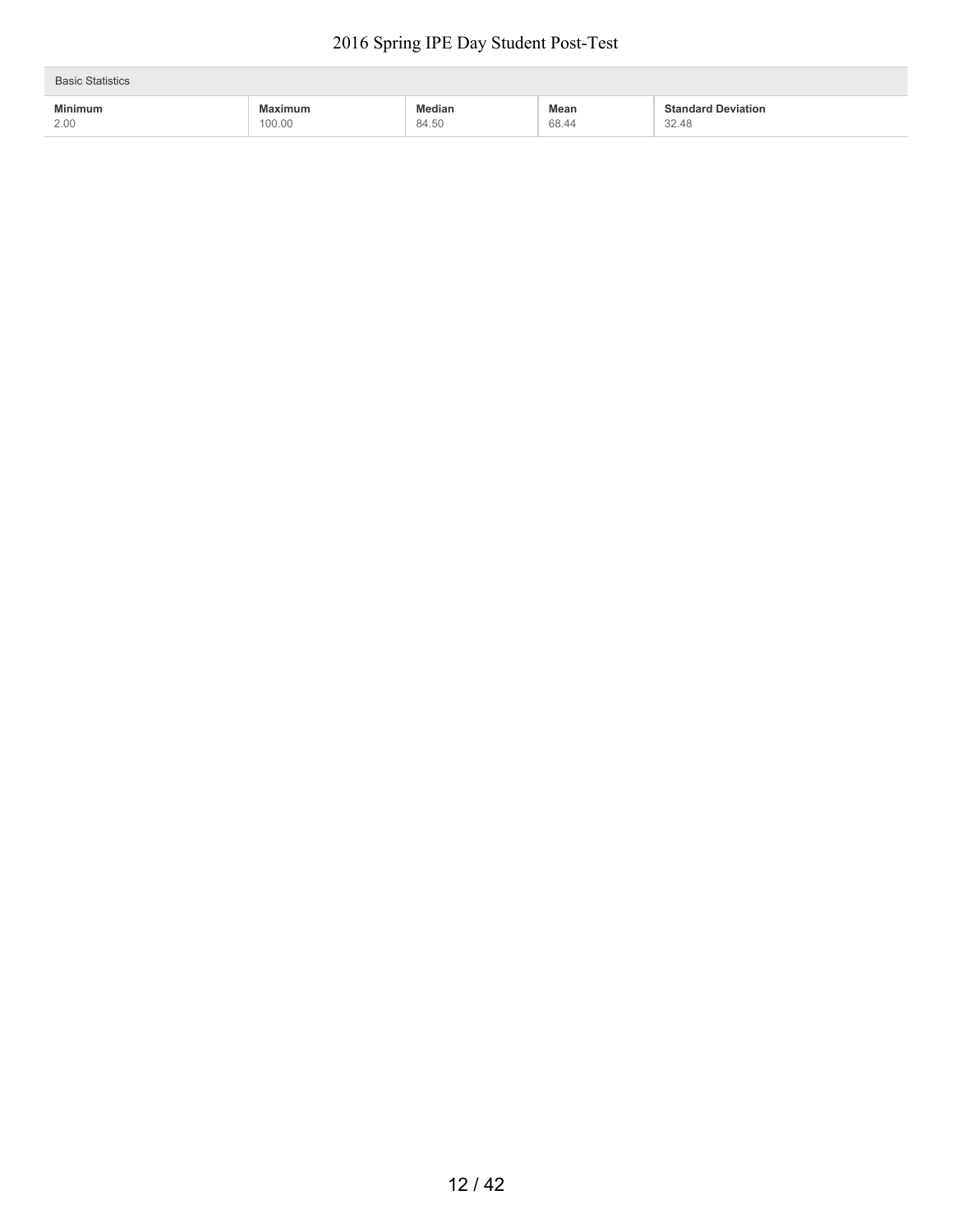| Basic Statistics | | | | |
|---|---|---|---|---|
| **Minimum** | **Maximum** | **Median** | **Mean** | **Standard Deviation** |
| 2.00 | 100.00 | 84.50 | 68.44 | 32.48 |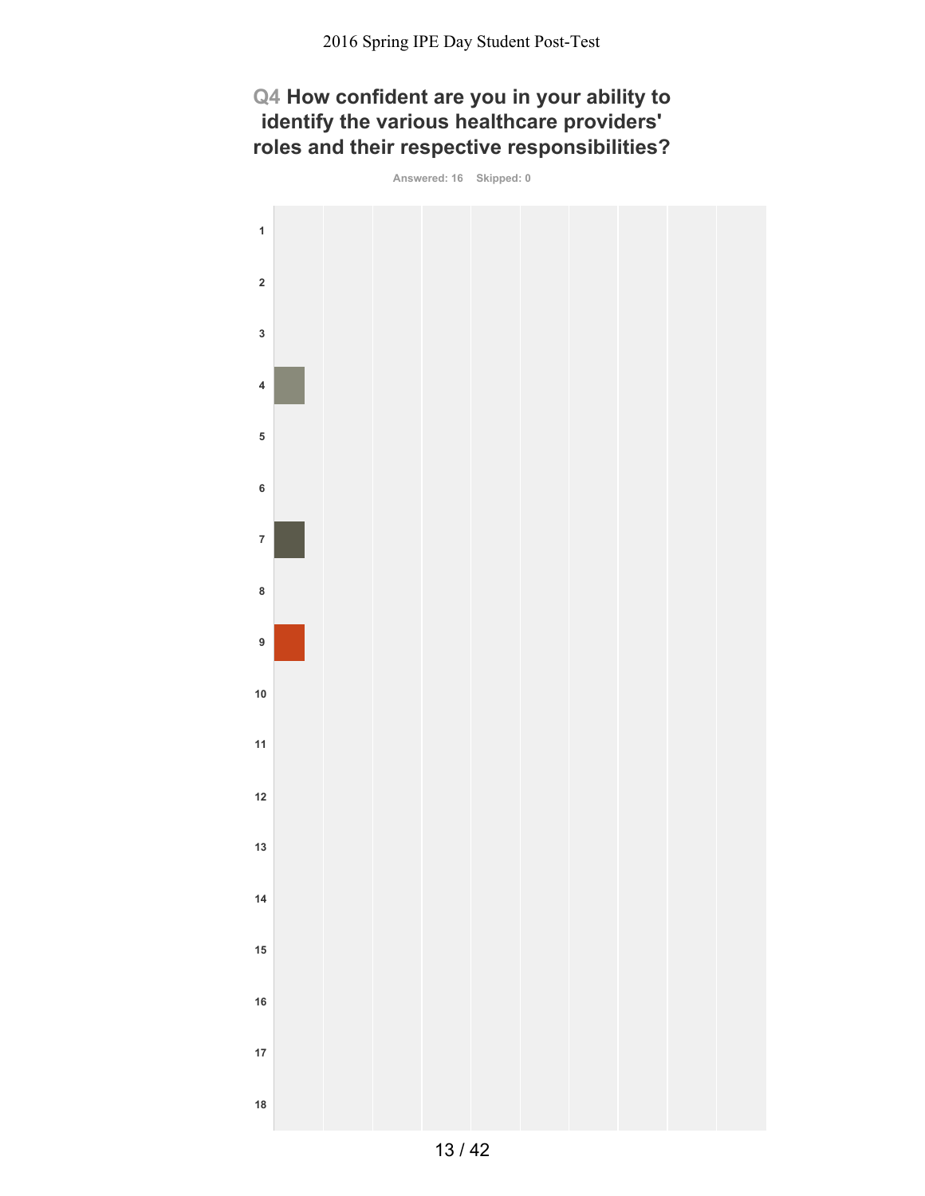## Q4 How confident are you in your ability to identify the various healthcare providers' roles and their respective responsibilities?

Answered: 16 Skipped: 0

1
2
3
4
5
6
7
8
9
10
11
12
13
14
15
16
17
18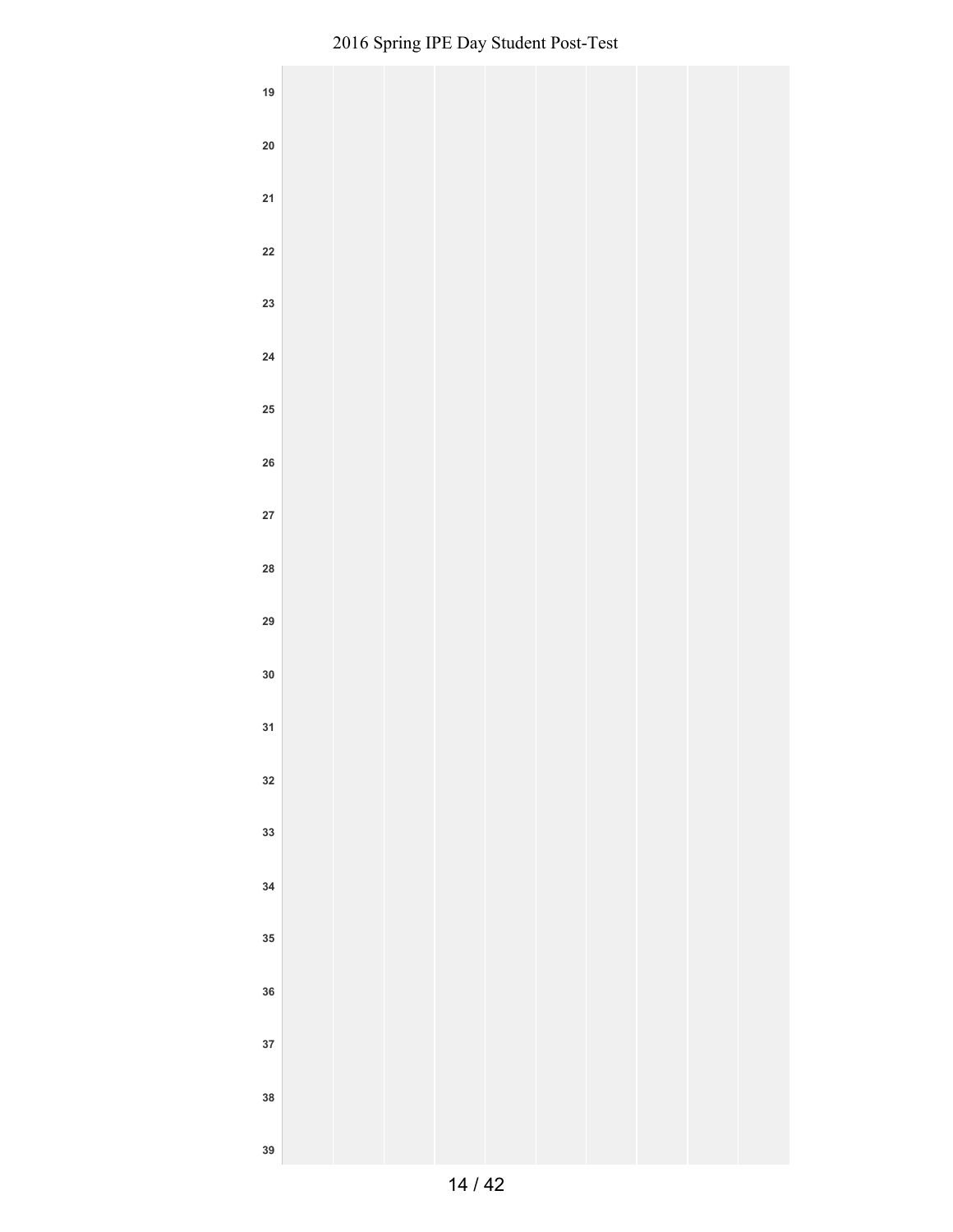19

20

21

22

23

24

25

26

27

28

29

30

31

32

33

34

35

36

37

38

39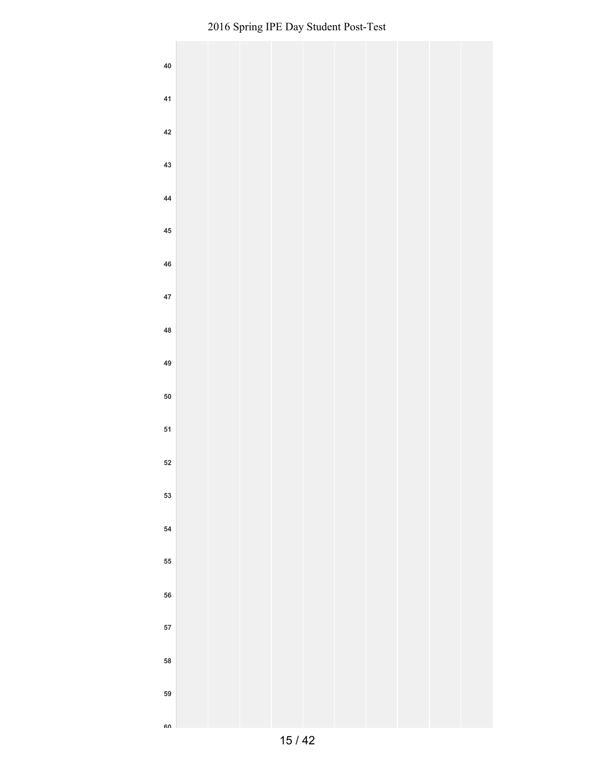40

41

42

43

44

45

46

47

48

49

50

51

52

53

54

55

56

57

58

59

60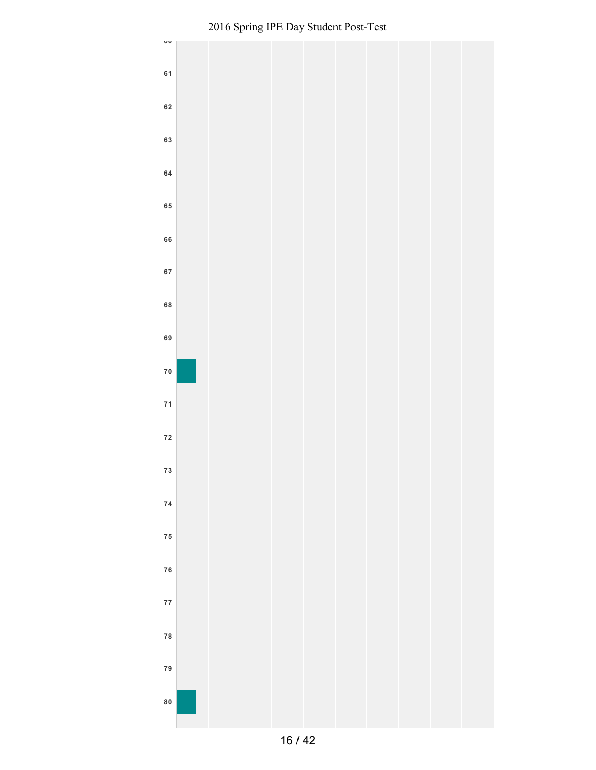60

61

62

63

64

65

66

67

68

69

70

71

72

73

74

75

76

77

78

79

80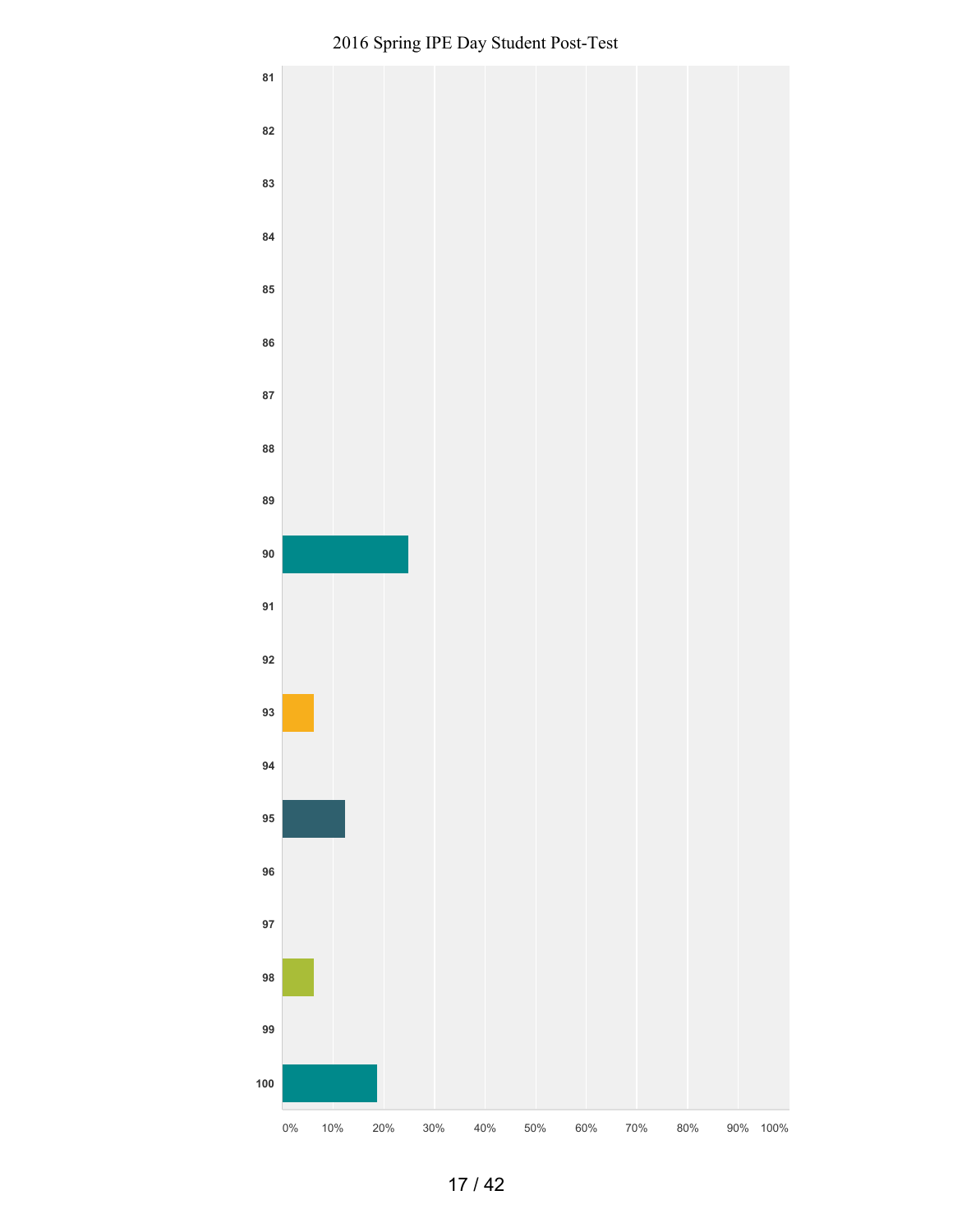2016 Spring IPE Day Student Post-Test

81

82

83

84

85

86

87

88

89

90

91

92

93

94

95

96

97

98

99

100

0% 10% 20% 30% 40% 50% 60% 70% 80% 90% 100%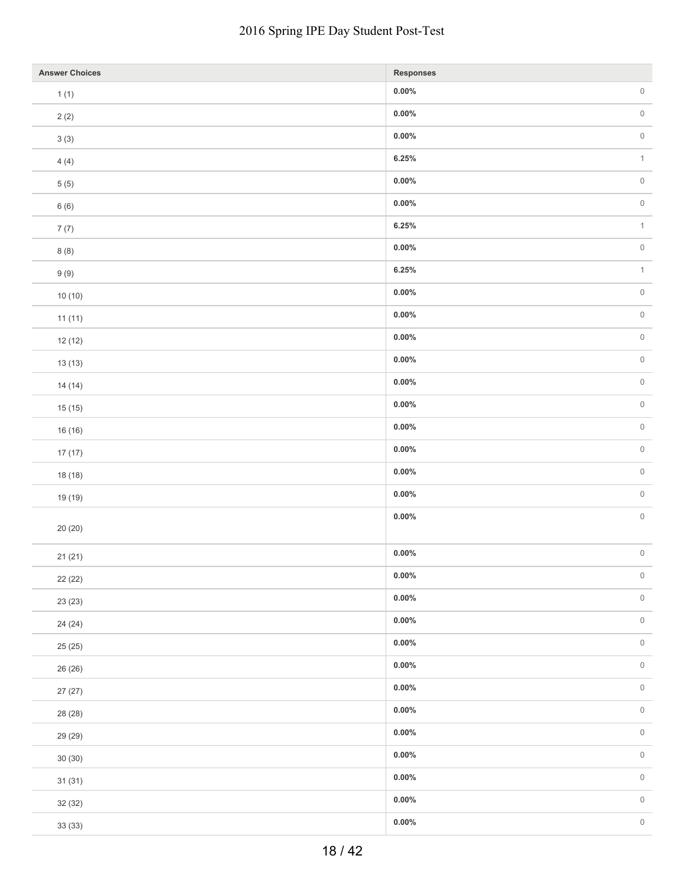| Answer Choices | Responses | |
|---|---|---|
| 1 (1) | 0.00% | 0 |
| 2 (2) | 0.00% | 0 |
| 3 (3) | 0.00% | 0 |
| 4 (4) | 6.25% | 1 |
| 5 (5) | 0.00% | 0 |
| 6 (6) | 0.00% | 0 |
| 7 (7) | 6.25% | 1 |
| 8 (8) | 0.00% | 0 |
| 9 (9) | 6.25% | 1 |
| 10 (10) | 0.00% | 0 |
| 11 (11) | 0.00% | 0 |
| 12 (12) | 0.00% | 0 |
| 13 (13) | 0.00% | 0 |
| 14 (14) | 0.00% | 0 |
| 15 (15) | 0.00% | 0 |
| 16 (16) | 0.00% | 0 |
| 17 (17) | 0.00% | 0 |
| 18 (18) | 0.00% | 0 |
| 19 (19) | 0.00% | 0 |
| 20 (20) | 0.00% | 0 |
| 21 (21) | 0.00% | 0 |
| 22 (22) | 0.00% | 0 |
| 23 (23) | 0.00% | 0 |
| 24 (24) | 0.00% | 0 |
| 25 (25) | 0.00% | 0 |
| 26 (26) | 0.00% | 0 |
| 27 (27) | 0.00% | 0 |
| 28 (28) | 0.00% | 0 |
| 29 (29) | 0.00% | 0 |
| 30 (30) | 0.00% | 0 |
| 31 (31) | 0.00% | 0 |
| 32 (32) | 0.00% | 0 |
| 33 (33) | 0.00% | 0 |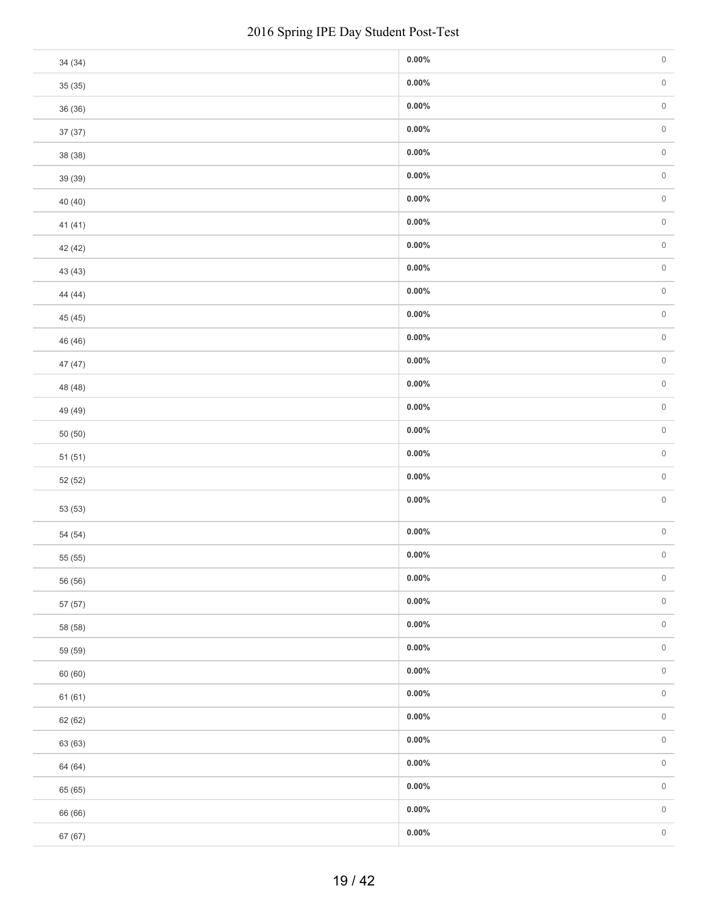| | | |
|---|---|---|
| 34 (34) | 0.00% | 0 |
| 35 (35) | 0.00% | 0 |
| 36 (36) | 0.00% | 0 |
| 37 (37) | 0.00% | 0 |
| 38 (38) | 0.00% | 0 |
| 39 (39) | 0.00% | 0 |
| 40 (40) | 0.00% | 0 |
| 41 (41) | 0.00% | 0 |
| 42 (42) | 0.00% | 0 |
| 43 (43) | 0.00% | 0 |
| 44 (44) | 0.00% | 0 |
| 45 (45) | 0.00% | 0 |
| 46 (46) | 0.00% | 0 |
| 47 (47) | 0.00% | 0 |
| 48 (48) | 0.00% | 0 |
| 49 (49) | 0.00% | 0 |
| 50 (50) | 0.00% | 0 |
| 51 (51) | 0.00% | 0 |
| 52 (52) | 0.00% | 0 |
| 53 (53) | 0.00% | 0 |
| 54 (54) | 0.00% | 0 |
| 55 (55) | 0.00% | 0 |
| 56 (56) | 0.00% | 0 |
| 57 (57) | 0.00% | 0 |
| 58 (58) | 0.00% | 0 |
| 59 (59) | 0.00% | 0 |
| 60 (60) | 0.00% | 0 |
| 61 (61) | 0.00% | 0 |
| 62 (62) | 0.00% | 0 |
| 63 (63) | 0.00% | 0 |
| 64 (64) | 0.00% | 0 |
| 65 (65) | 0.00% | 0 |
| 66 (66) | 0.00% | 0 |
| 67 (67) | 0.00% | 0 |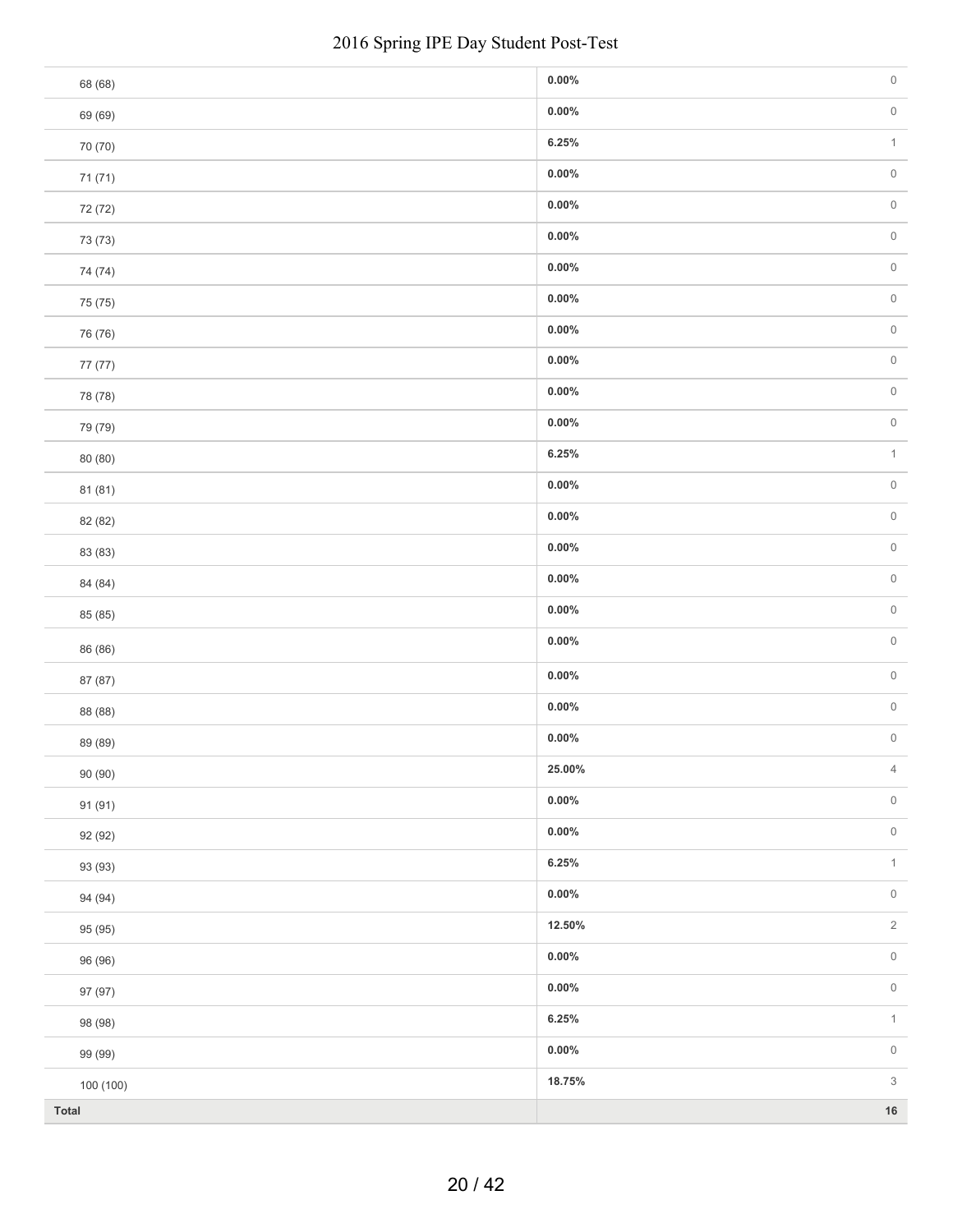| | | |
|---|---|---|
| 68 (68) | 0.00% | 0 |
| 69 (69) | 0.00% | 0 |
| 70 (70) | 6.25% | 1 |
| 71 (71) | 0.00% | 0 |
| 72 (72) | 0.00% | 0 |
| 73 (73) | 0.00% | 0 |
| 74 (74) | 0.00% | 0 |
| 75 (75) | 0.00% | 0 |
| 76 (76) | 0.00% | 0 |
| 77 (77) | 0.00% | 0 |
| 78 (78) | 0.00% | 0 |
| 79 (79) | 0.00% | 0 |
| 80 (80) | 6.25% | 1 |
| 81 (81) | 0.00% | 0 |
| 82 (82) | 0.00% | 0 |
| 83 (83) | 0.00% | 0 |
| 84 (84) | 0.00% | 0 |
| 85 (85) | 0.00% | 0 |
| 86 (86) | 0.00% | 0 |
| 87 (87) | 0.00% | 0 |
| 88 (88) | 0.00% | 0 |
| 89 (89) | 0.00% | 0 |
| 90 (90) | 25.00% | 4 |
| 91 (91) | 0.00% | 0 |
| 92 (92) | 0.00% | 0 |
| 93 (93) | 6.25% | 1 |
| 94 (94) | 0.00% | 0 |
| 95 (95) | 12.50% | 2 |
| 96 (96) | 0.00% | 0 |
| 97 (97) | 0.00% | 0 |
| 98 (98) | 6.25% | 1 |
| 99 (99) | 0.00% | 0 |
| 100 (100) | 18.75% | 3 |
| **Total** | | **16** |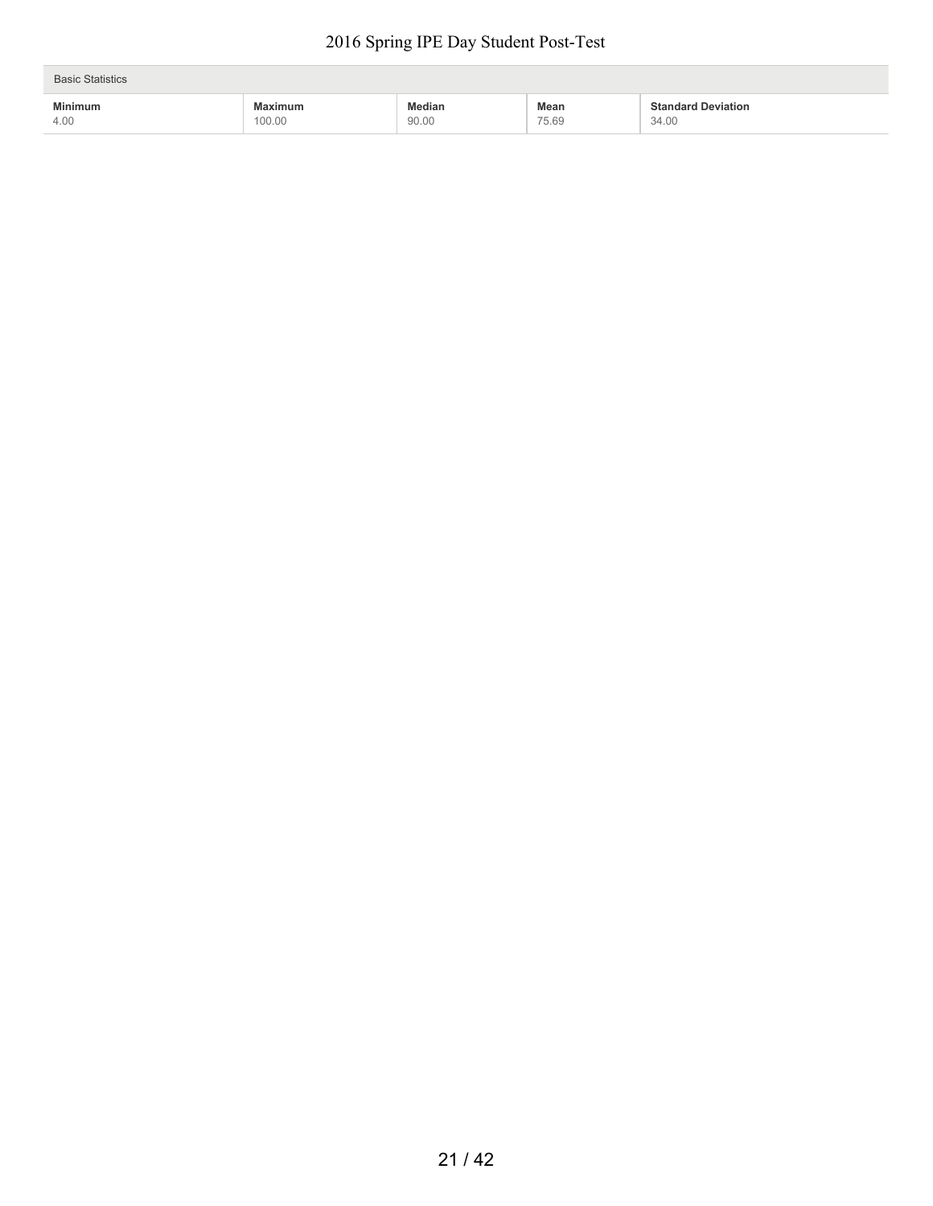| Basic Statistics | | | | |
|---|---|---|---|---|
| **Minimum** | **Maximum** | **Median** | **Mean** | **Standard Deviation** |
| 4.00 | 100.00 | 90.00 | 75.69 | 34.00 |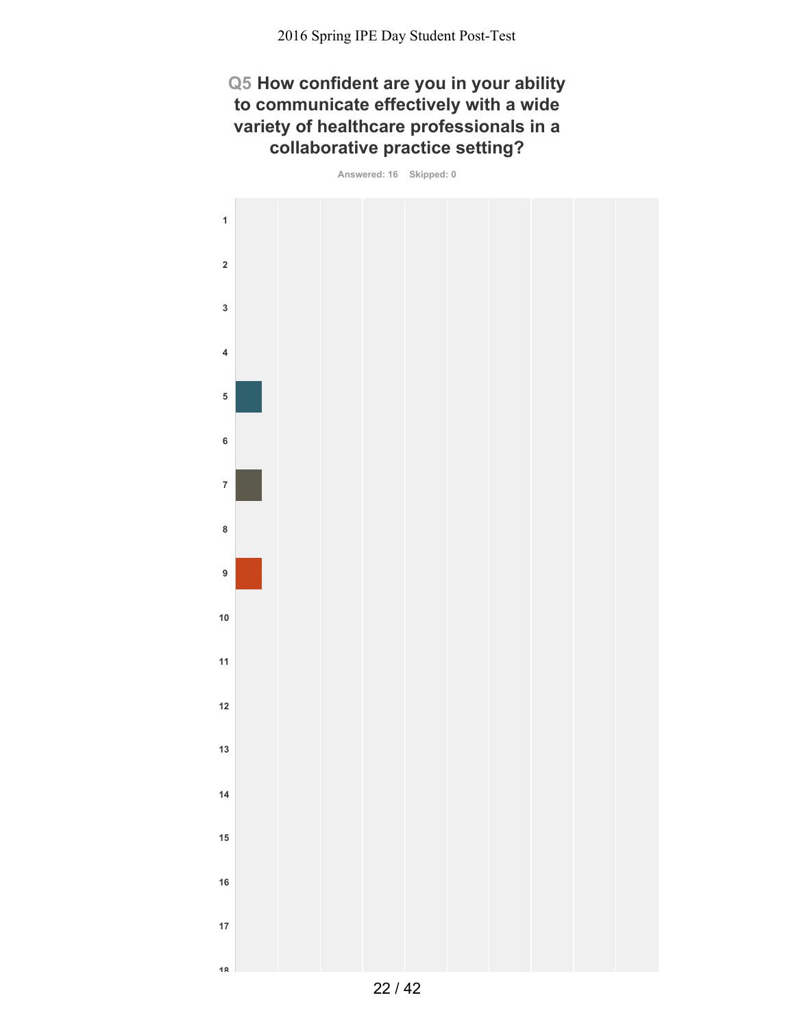# Q5 How confident are you in your ability to communicate effectively with a wide variety of healthcare professionals in a collaborative practice setting?

Answered: 16 Skipped: 0

1

2

3

4

5

6

7

8

9

10

11

12

13

14

15

16

17

18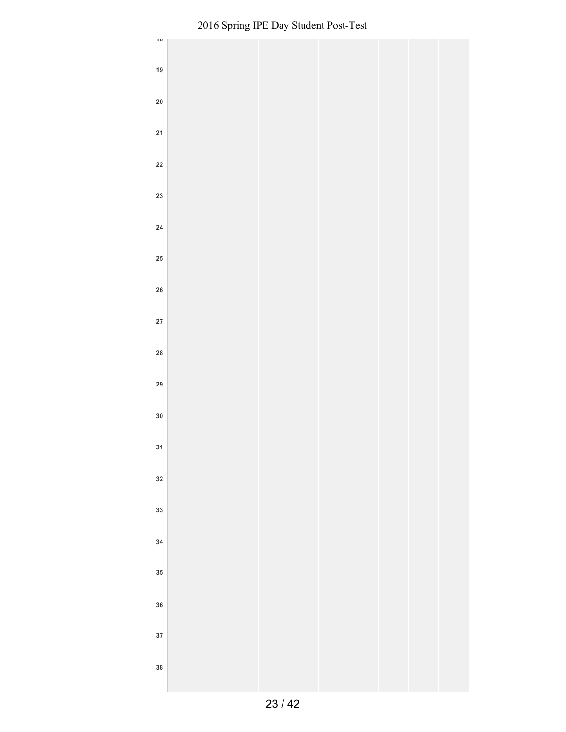19

20

21

22

23

24

25

26

27

28

29

30

31

32

33

34

35

36

37

38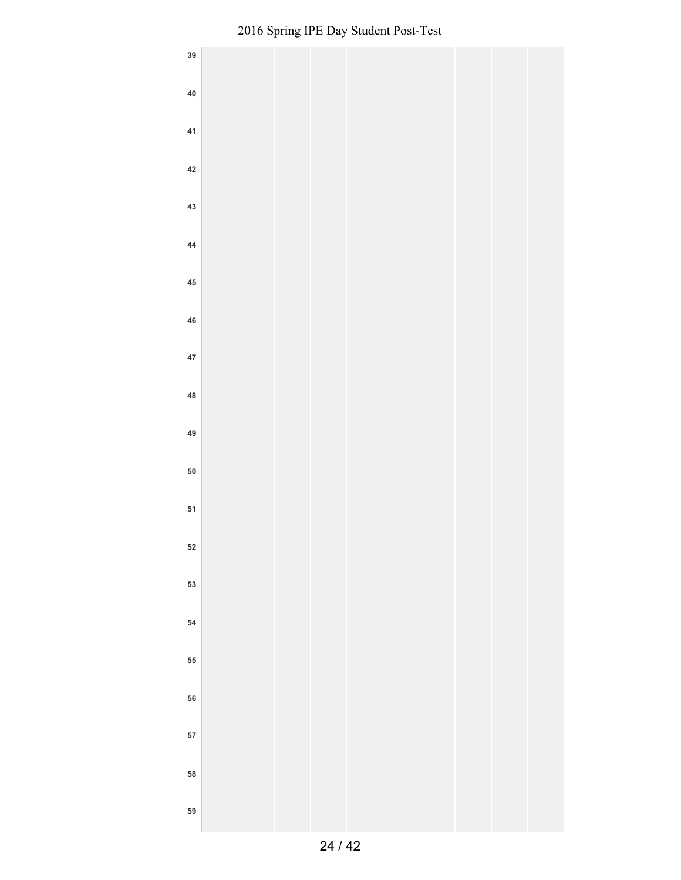39

40

41

42

43

44

45

46

47

48

49

50

51

52

53

54

55

56

57

58

59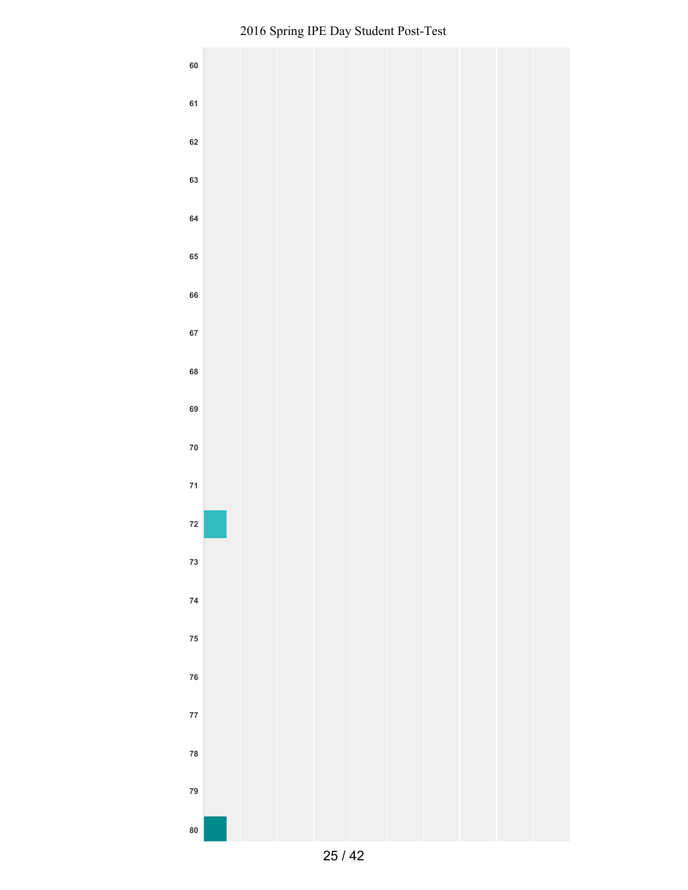2016 Spring IPE Day Student Post-Test

60

61

62

63

64

65

66

67

68

69

70

71

72

73

74

75

76

77

78

79

80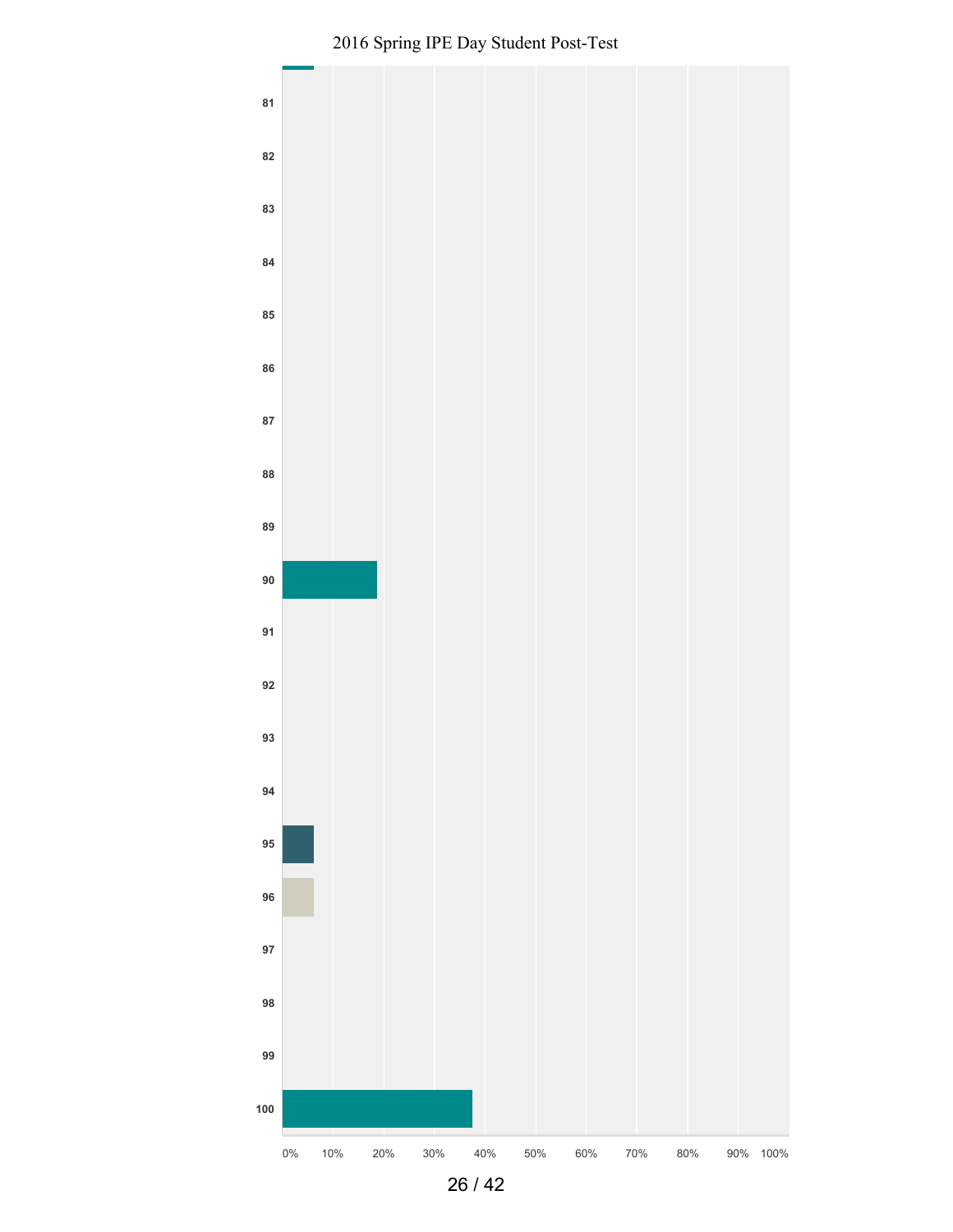2016 Spring IPE Day Student Post-Test

81

82

83

84

85

86

87

88

89

90

91

92

93

94

95

96

97

98

99

100

0% 10% 20% 30% 40% 50% 60% 70% 80% 90% 100%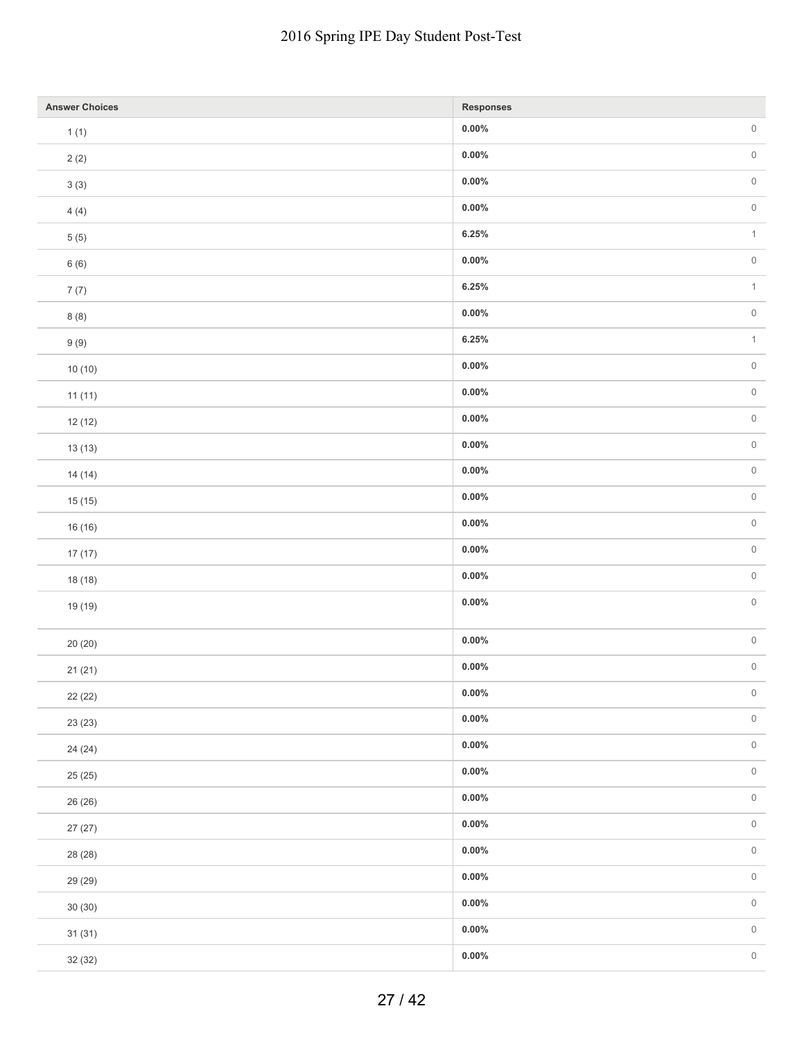| Answer Choices | Responses | |
|---|---|---|
| 1 (1) | 0.00% | 0 |
| 2 (2) | 0.00% | 0 |
| 3 (3) | 0.00% | 0 |
| 4 (4) | 0.00% | 0 |
| 5 (5) | 6.25% | 1 |
| 6 (6) | 0.00% | 0 |
| 7 (7) | 6.25% | 1 |
| 8 (8) | 0.00% | 0 |
| 9 (9) | 6.25% | 1 |
| 10 (10) | 0.00% | 0 |
| 11 (11) | 0.00% | 0 |
| 12 (12) | 0.00% | 0 |
| 13 (13) | 0.00% | 0 |
| 14 (14) | 0.00% | 0 |
| 15 (15) | 0.00% | 0 |
| 16 (16) | 0.00% | 0 |
| 17 (17) | 0.00% | 0 |
| 18 (18) | 0.00% | 0 |
| 19 (19) | 0.00% | 0 |
| 20 (20) | 0.00% | 0 |
| 21 (21) | 0.00% | 0 |
| 22 (22) | 0.00% | 0 |
| 23 (23) | 0.00% | 0 |
| 24 (24) | 0.00% | 0 |
| 25 (25) | 0.00% | 0 |
| 26 (26) | 0.00% | 0 |
| 27 (27) | 0.00% | 0 |
| 28 (28) | 0.00% | 0 |
| 29 (29) | 0.00% | 0 |
| 30 (30) | 0.00% | 0 |
| 31 (31) | 0.00% | 0 |
| 32 (32) | 0.00% | 0 |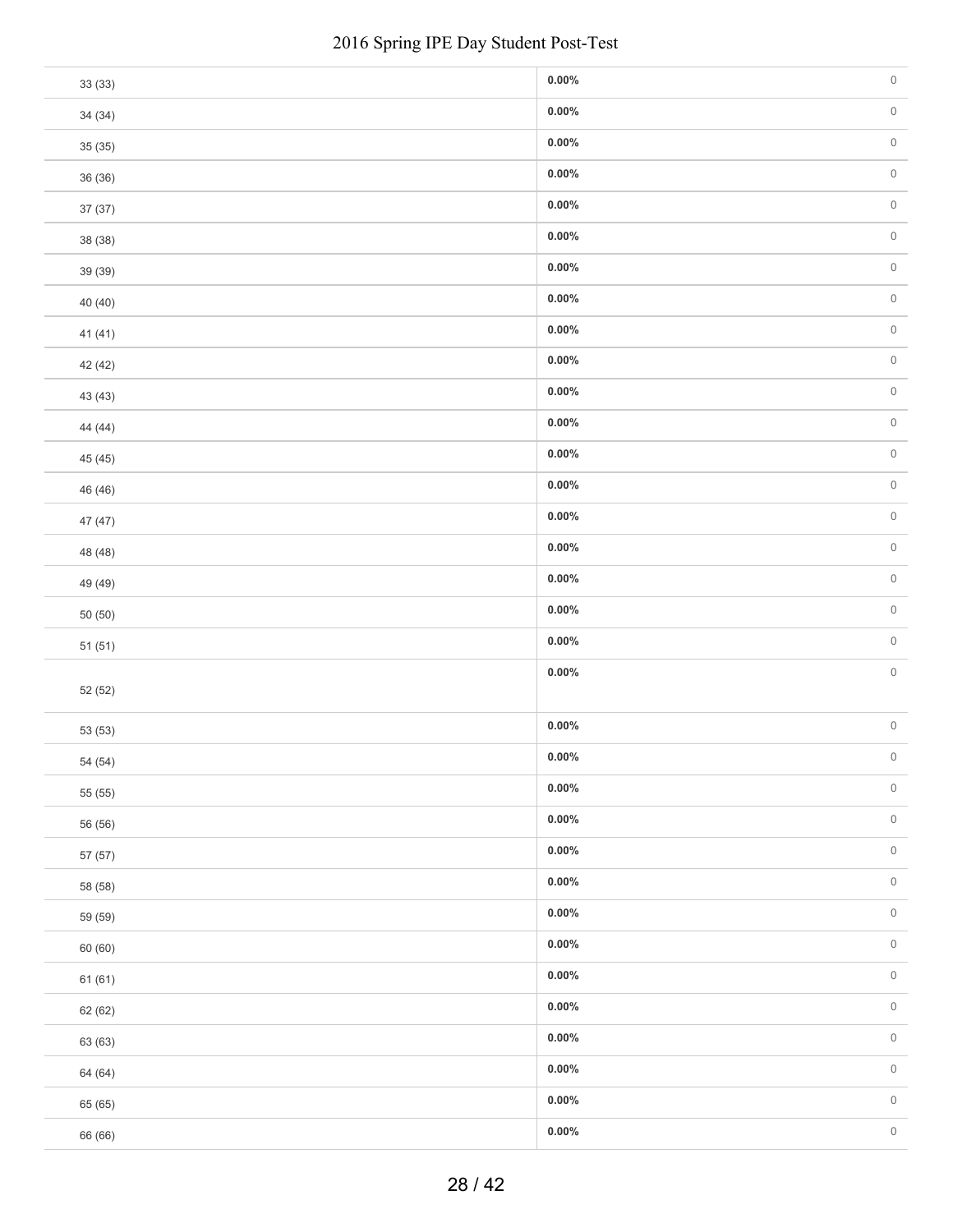| | | |
|---|---|---|
| 33 (33) | **0.00%** | 0 |
| 34 (34) | **0.00%** | 0 |
| 35 (35) | **0.00%** | 0 |
| 36 (36) | **0.00%** | 0 |
| 37 (37) | **0.00%** | 0 |
| 38 (38) | **0.00%** | 0 |
| 39 (39) | **0.00%** | 0 |
| 40 (40) | **0.00%** | 0 |
| 41 (41) | **0.00%** | 0 |
| 42 (42) | **0.00%** | 0 |
| 43 (43) | **0.00%** | 0 |
| 44 (44) | **0.00%** | 0 |
| 45 (45) | **0.00%** | 0 |
| 46 (46) | **0.00%** | 0 |
| 47 (47) | **0.00%** | 0 |
| 48 (48) | **0.00%** | 0 |
| 49 (49) | **0.00%** | 0 |
| 50 (50) | **0.00%** | 0 |
| 51 (51) | **0.00%** | 0 |
| 52 (52) | **0.00%** | 0 |
| 53 (53) | **0.00%** | 0 |
| 54 (54) | **0.00%** | 0 |
| 55 (55) | **0.00%** | 0 |
| 56 (56) | **0.00%** | 0 |
| 57 (57) | **0.00%** | 0 |
| 58 (58) | **0.00%** | 0 |
| 59 (59) | **0.00%** | 0 |
| 60 (60) | **0.00%** | 0 |
| 61 (61) | **0.00%** | 0 |
| 62 (62) | **0.00%** | 0 |
| 63 (63) | **0.00%** | 0 |
| 64 (64) | **0.00%** | 0 |
| 65 (65) | **0.00%** | 0 |
| 66 (66) | **0.00%** | 0 |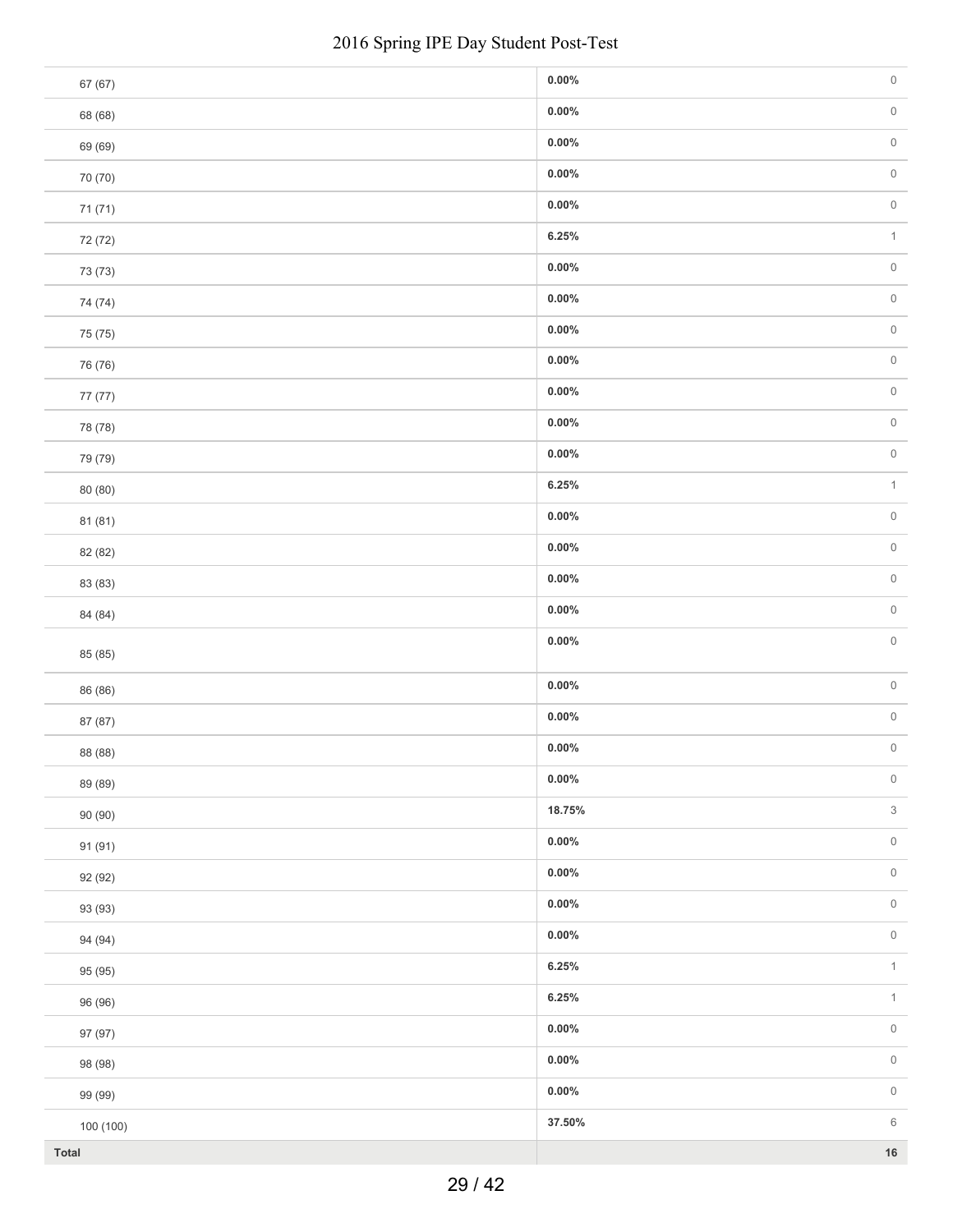| | | |
|---|---|---|
| 67 (67) | 0.00% | 0 |
| 68 (68) | 0.00% | 0 |
| 69 (69) | 0.00% | 0 |
| 70 (70) | 0.00% | 0 |
| 71 (71) | 0.00% | 0 |
| 72 (72) | 6.25% | 1 |
| 73 (73) | 0.00% | 0 |
| 74 (74) | 0.00% | 0 |
| 75 (75) | 0.00% | 0 |
| 76 (76) | 0.00% | 0 |
| 77 (77) | 0.00% | 0 |
| 78 (78) | 0.00% | 0 |
| 79 (79) | 0.00% | 0 |
| 80 (80) | 6.25% | 1 |
| 81 (81) | 0.00% | 0 |
| 82 (82) | 0.00% | 0 |
| 83 (83) | 0.00% | 0 |
| 84 (84) | 0.00% | 0 |
| 85 (85) | 0.00% | 0 |
| 86 (86) | 0.00% | 0 |
| 87 (87) | 0.00% | 0 |
| 88 (88) | 0.00% | 0 |
| 89 (89) | 0.00% | 0 |
| 90 (90) | 18.75% | 3 |
| 91 (91) | 0.00% | 0 |
| 92 (92) | 0.00% | 0 |
| 93 (93) | 0.00% | 0 |
| 94 (94) | 0.00% | 0 |
| 95 (95) | 6.25% | 1 |
| 96 (96) | 6.25% | 1 |
| 97 (97) | 0.00% | 0 |
| 98 (98) | 0.00% | 0 |
| 99 (99) | 0.00% | 0 |
| 100 (100) | 37.50% | 6 |
| **Total** | | **16** |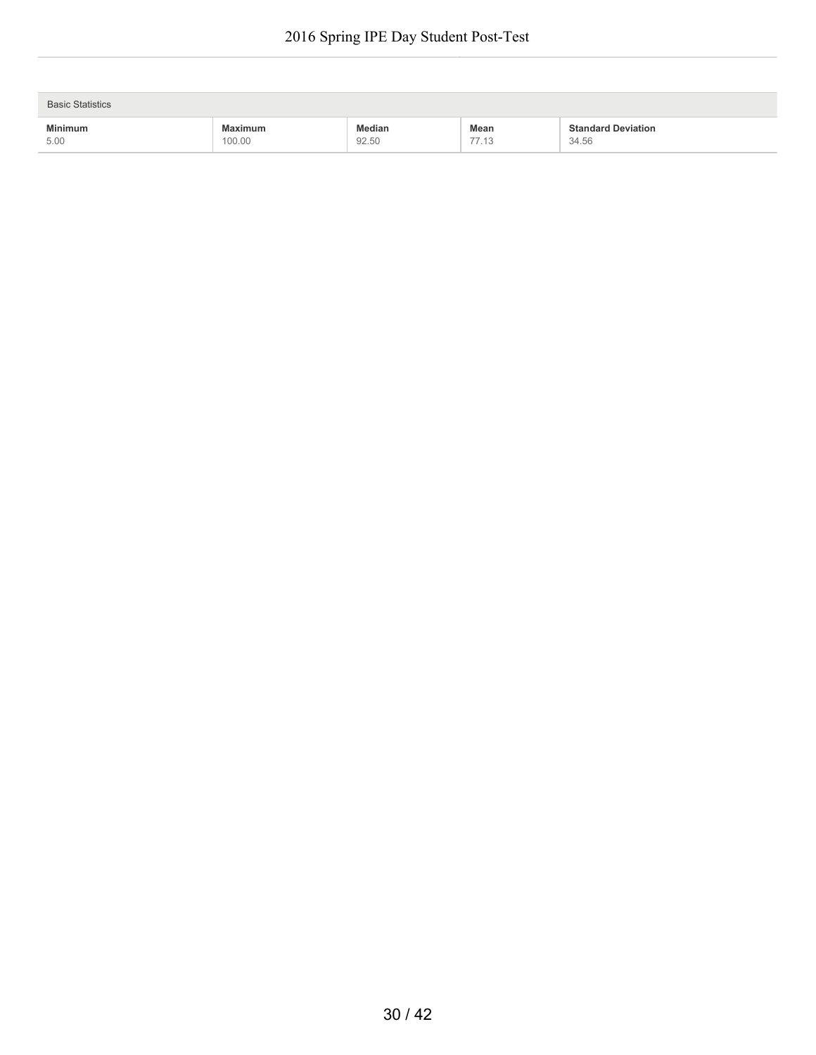| Basic Statistics | | | | |
| --- | --- | --- | --- | --- |
| **Minimum** | **Maximum** | **Median** | **Mean** | **Standard Deviation** |
| 5.00 | 100.00 | 92.50 | 77.13 | 34.56 |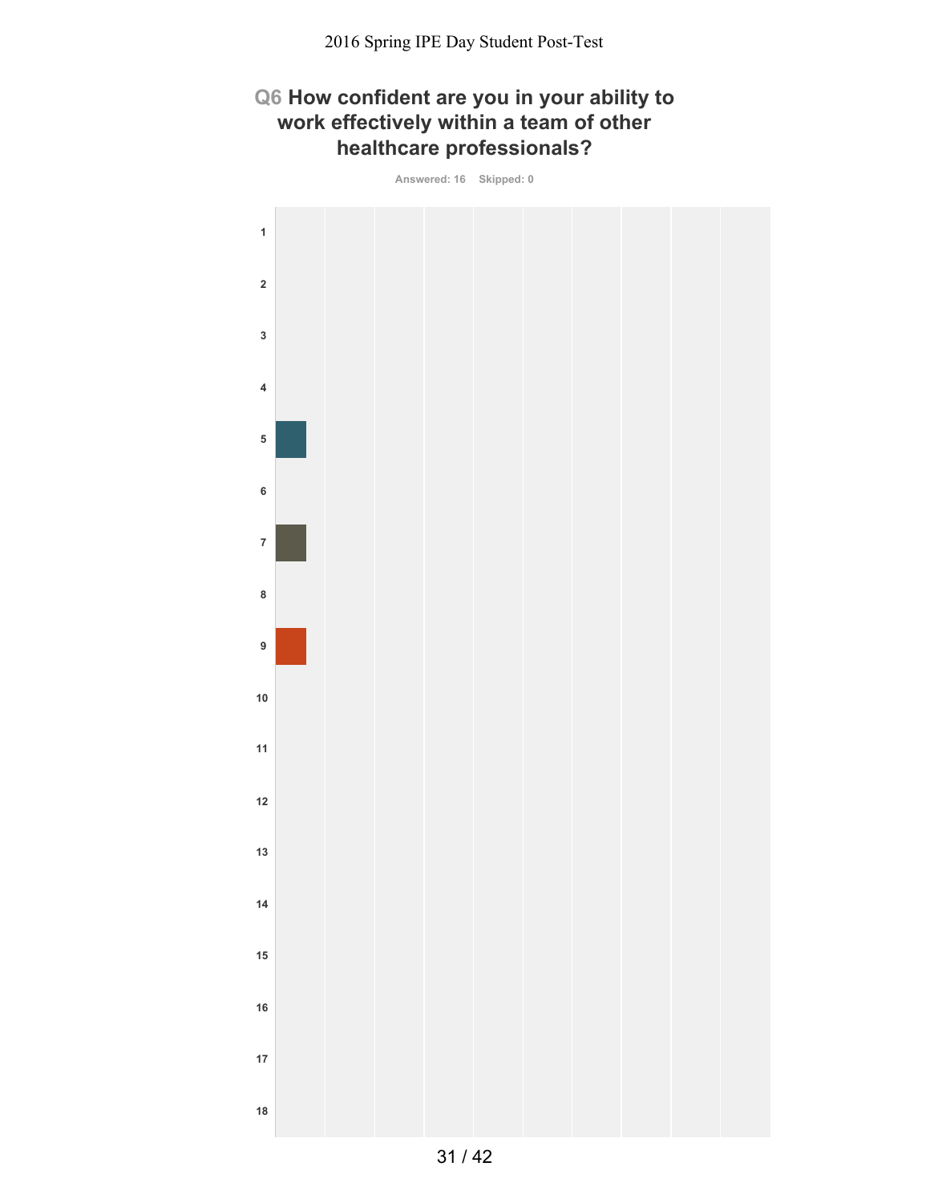2016 Spring IPE Day Student Post-Test

## Q6 How confident are you in your ability to work effectively within a team of other healthcare professionals?

Answered: 16 Skipped: 0

1

2

3

4

5

6

7

8

9

10

11

12

13

14

15

16

17

18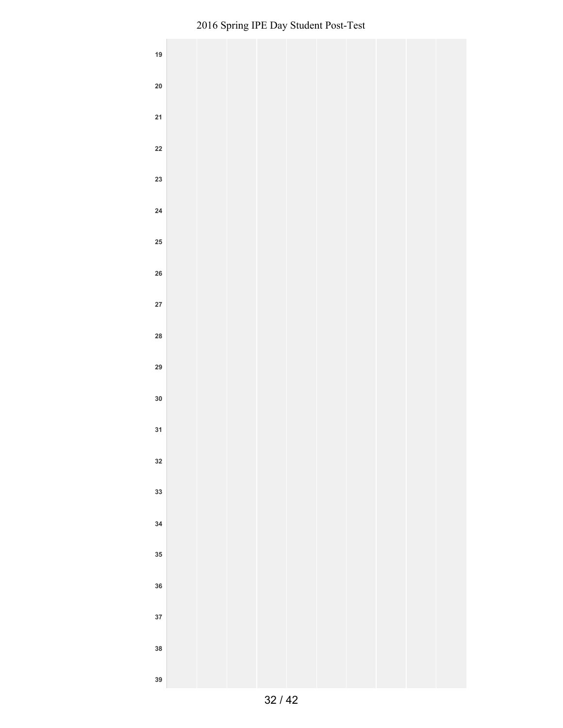19

20

21

22

23

24

25

26

27

28

29

30

31

32

33

34

35

36

37

38

39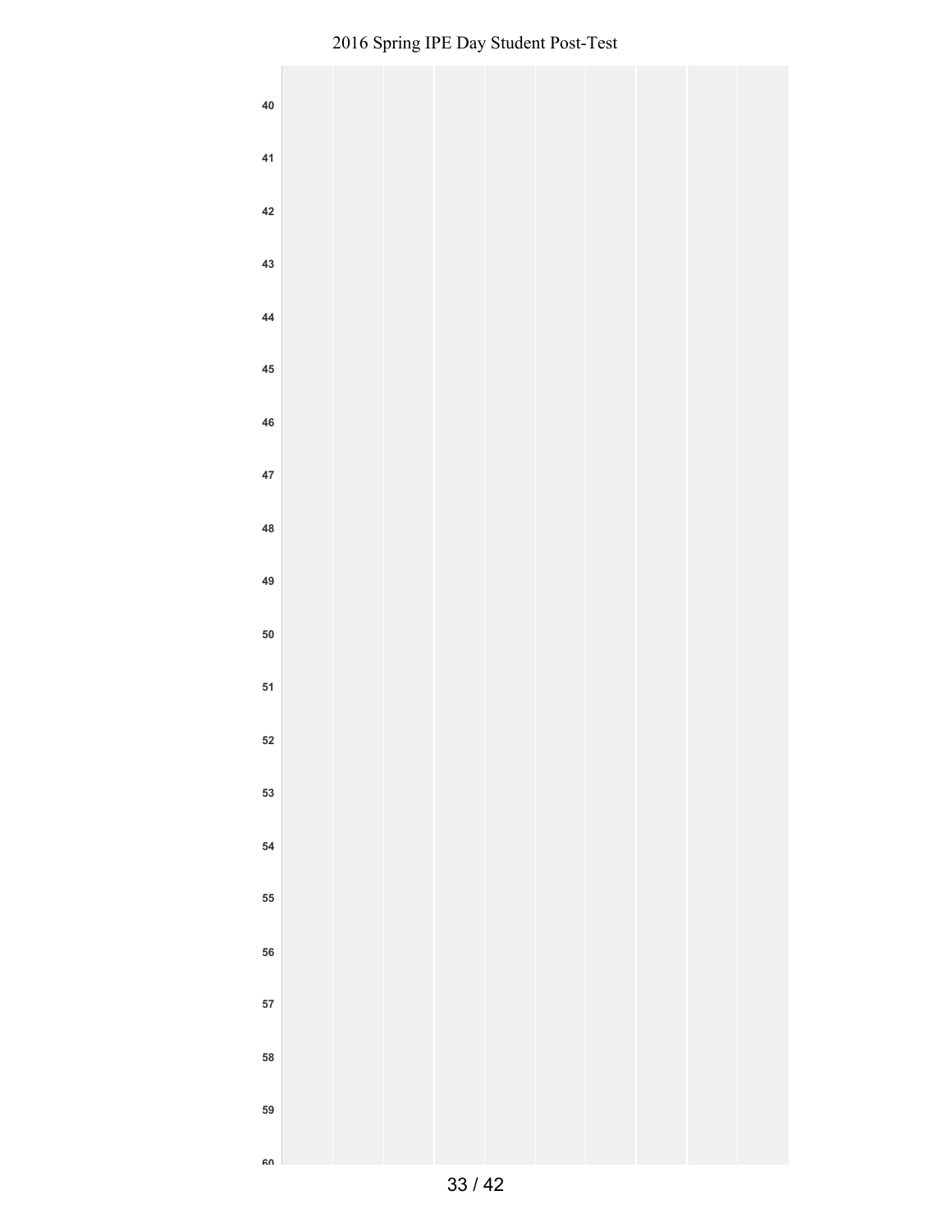40

41

42

43

44

45

46

47

48

49

50

51

52

53

54

55

56

57

58

59

60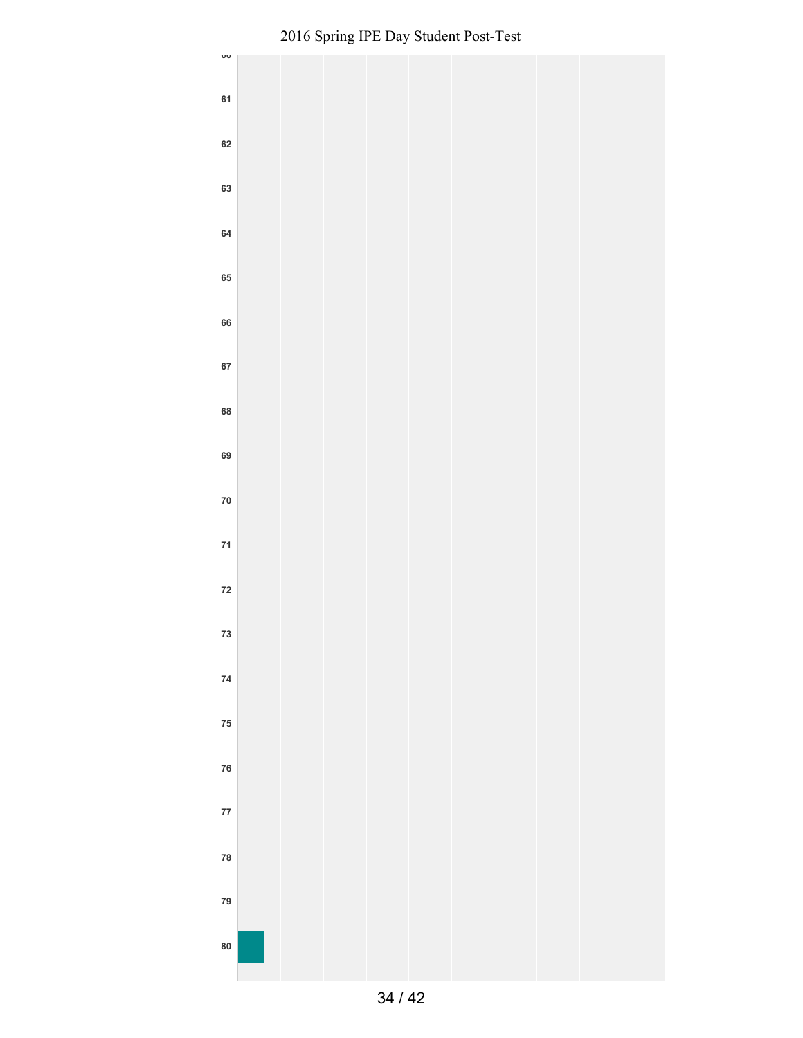61

62

63

64

65

66

67

68

69

70

71

72

73

74

75

76

77

78

79

80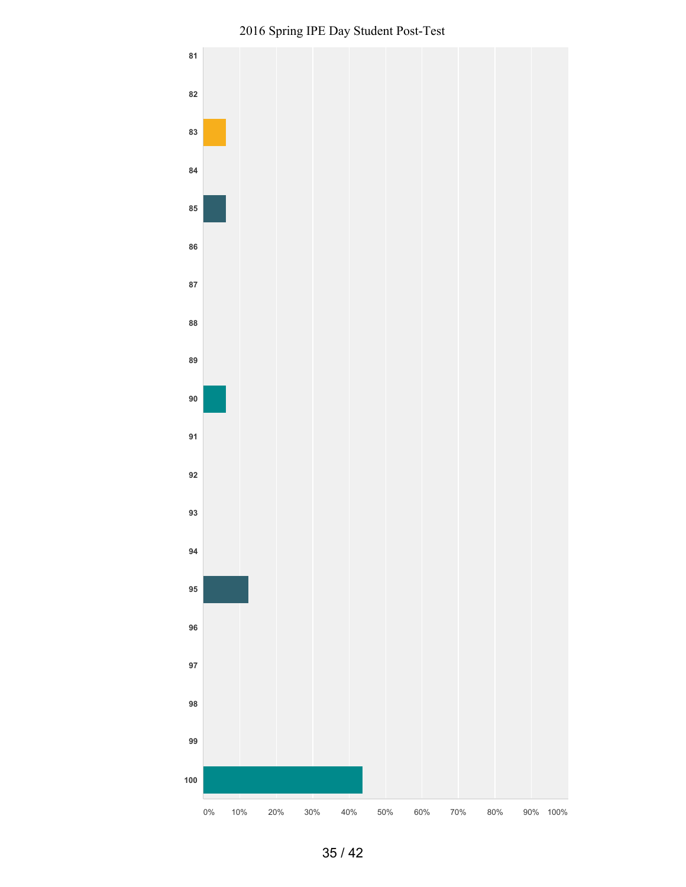2016 Spring IPE Day Student Post-Test

81
82
83
84
85
86
87
88
89
90
91
92
93
94
95
96
97
98
99
100

0% 10% 20% 30% 40% 50% 60% 70% 80% 90% 100%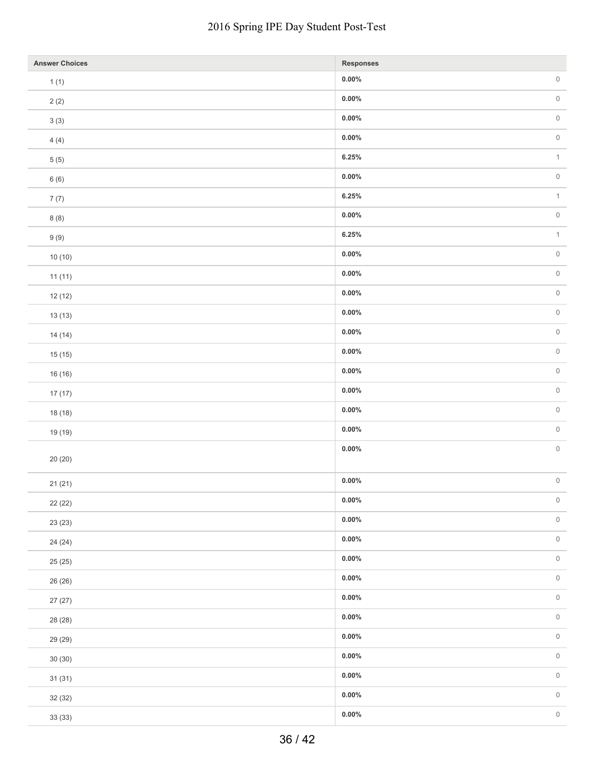| Answer Choices | Responses | |
|---|---|---|
| 1 (1) | **0.00%** | 0 |
| 2 (2) | **0.00%** | 0 |
| 3 (3) | **0.00%** | 0 |
| 4 (4) | **0.00%** | 0 |
| 5 (5) | **6.25%** | 1 |
| 6 (6) | **0.00%** | 0 |
| 7 (7) | **6.25%** | 1 |
| 8 (8) | **0.00%** | 0 |
| 9 (9) | **6.25%** | 1 |
| 10 (10) | **0.00%** | 0 |
| 11 (11) | **0.00%** | 0 |
| 12 (12) | **0.00%** | 0 |
| 13 (13) | **0.00%** | 0 |
| 14 (14) | **0.00%** | 0 |
| 15 (15) | **0.00%** | 0 |
| 16 (16) | **0.00%** | 0 |
| 17 (17) | **0.00%** | 0 |
| 18 (18) | **0.00%** | 0 |
| 19 (19) | **0.00%** | 0 |
| 20 (20) | **0.00%** | 0 |
| 21 (21) | **0.00%** | 0 |
| 22 (22) | **0.00%** | 0 |
| 23 (23) | **0.00%** | 0 |
| 24 (24) | **0.00%** | 0 |
| 25 (25) | **0.00%** | 0 |
| 26 (26) | **0.00%** | 0 |
| 27 (27) | **0.00%** | 0 |
| 28 (28) | **0.00%** | 0 |
| 29 (29) | **0.00%** | 0 |
| 30 (30) | **0.00%** | 0 |
| 31 (31) | **0.00%** | 0 |
| 32 (32) | **0.00%** | 0 |
| 33 (33) | **0.00%** | 0 |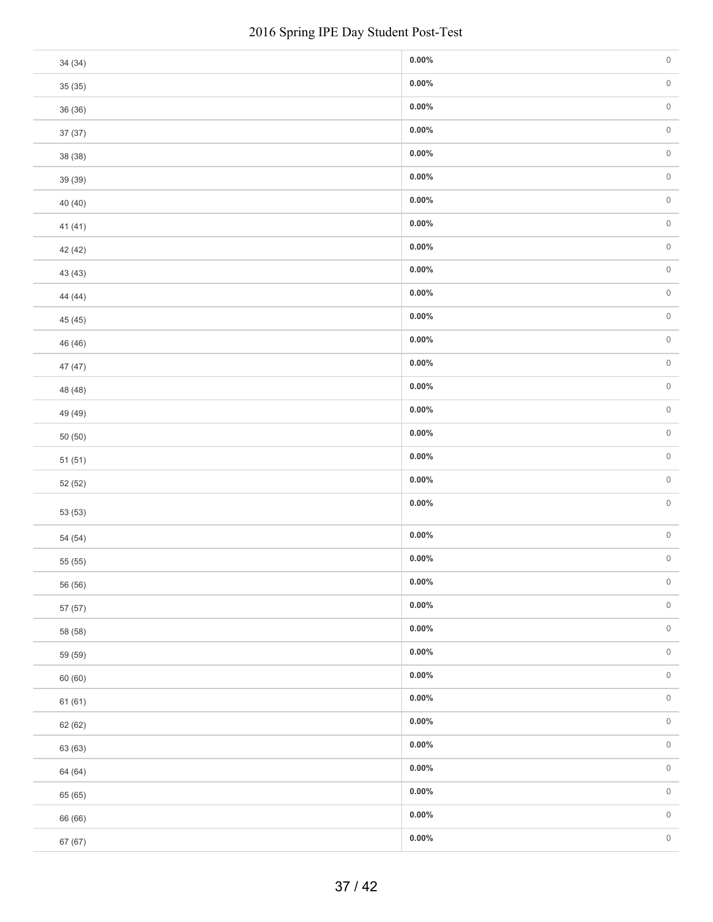| | | |
|---|---|---|
| 34 (34) | **0.00%** | 0 |
| 35 (35) | **0.00%** | 0 |
| 36 (36) | **0.00%** | 0 |
| 37 (37) | **0.00%** | 0 |
| 38 (38) | **0.00%** | 0 |
| 39 (39) | **0.00%** | 0 |
| 40 (40) | **0.00%** | 0 |
| 41 (41) | **0.00%** | 0 |
| 42 (42) | **0.00%** | 0 |
| 43 (43) | **0.00%** | 0 |
| 44 (44) | **0.00%** | 0 |
| 45 (45) | **0.00%** | 0 |
| 46 (46) | **0.00%** | 0 |
| 47 (47) | **0.00%** | 0 |
| 48 (48) | **0.00%** | 0 |
| 49 (49) | **0.00%** | 0 |
| 50 (50) | **0.00%** | 0 |
| 51 (51) | **0.00%** | 0 |
| 52 (52) | **0.00%** | 0 |
| 53 (53) | **0.00%** | 0 |
| 54 (54) | **0.00%** | 0 |
| 55 (55) | **0.00%** | 0 |
| 56 (56) | **0.00%** | 0 |
| 57 (57) | **0.00%** | 0 |
| 58 (58) | **0.00%** | 0 |
| 59 (59) | **0.00%** | 0 |
| 60 (60) | **0.00%** | 0 |
| 61 (61) | **0.00%** | 0 |
| 62 (62) | **0.00%** | 0 |
| 63 (63) | **0.00%** | 0 |
| 64 (64) | **0.00%** | 0 |
| 65 (65) | **0.00%** | 0 |
| 66 (66) | **0.00%** | 0 |
| 67 (67) | **0.00%** | 0 |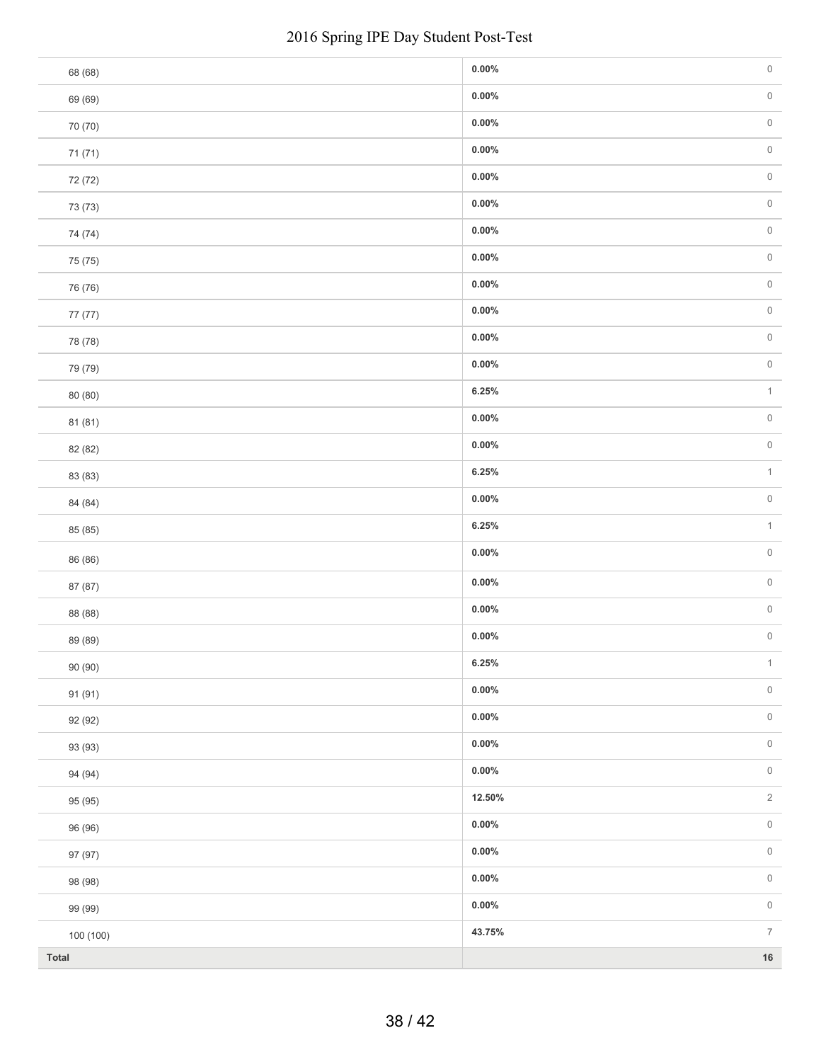| | | |
|---|---|---|
| 68 (68) | 0.00% | 0 |
| 69 (69) | 0.00% | 0 |
| 70 (70) | 0.00% | 0 |
| 71 (71) | 0.00% | 0 |
| 72 (72) | 0.00% | 0 |
| 73 (73) | 0.00% | 0 |
| 74 (74) | 0.00% | 0 |
| 75 (75) | 0.00% | 0 |
| 76 (76) | 0.00% | 0 |
| 77 (77) | 0.00% | 0 |
| 78 (78) | 0.00% | 0 |
| 79 (79) | 0.00% | 0 |
| 80 (80) | 6.25% | 1 |
| 81 (81) | 0.00% | 0 |
| 82 (82) | 0.00% | 0 |
| 83 (83) | 6.25% | 1 |
| 84 (84) | 0.00% | 0 |
| 85 (85) | 6.25% | 1 |
| 86 (86) | 0.00% | 0 |
| 87 (87) | 0.00% | 0 |
| 88 (88) | 0.00% | 0 |
| 89 (89) | 0.00% | 0 |
| 90 (90) | 6.25% | 1 |
| 91 (91) | 0.00% | 0 |
| 92 (92) | 0.00% | 0 |
| 93 (93) | 0.00% | 0 |
| 94 (94) | 0.00% | 0 |
| 95 (95) | 12.50% | 2 |
| 96 (96) | 0.00% | 0 |
| 97 (97) | 0.00% | 0 |
| 98 (98) | 0.00% | 0 |
| 99 (99) | 0.00% | 0 |
| 100 (100) | 43.75% | 7 |
| **Total** | | **16** |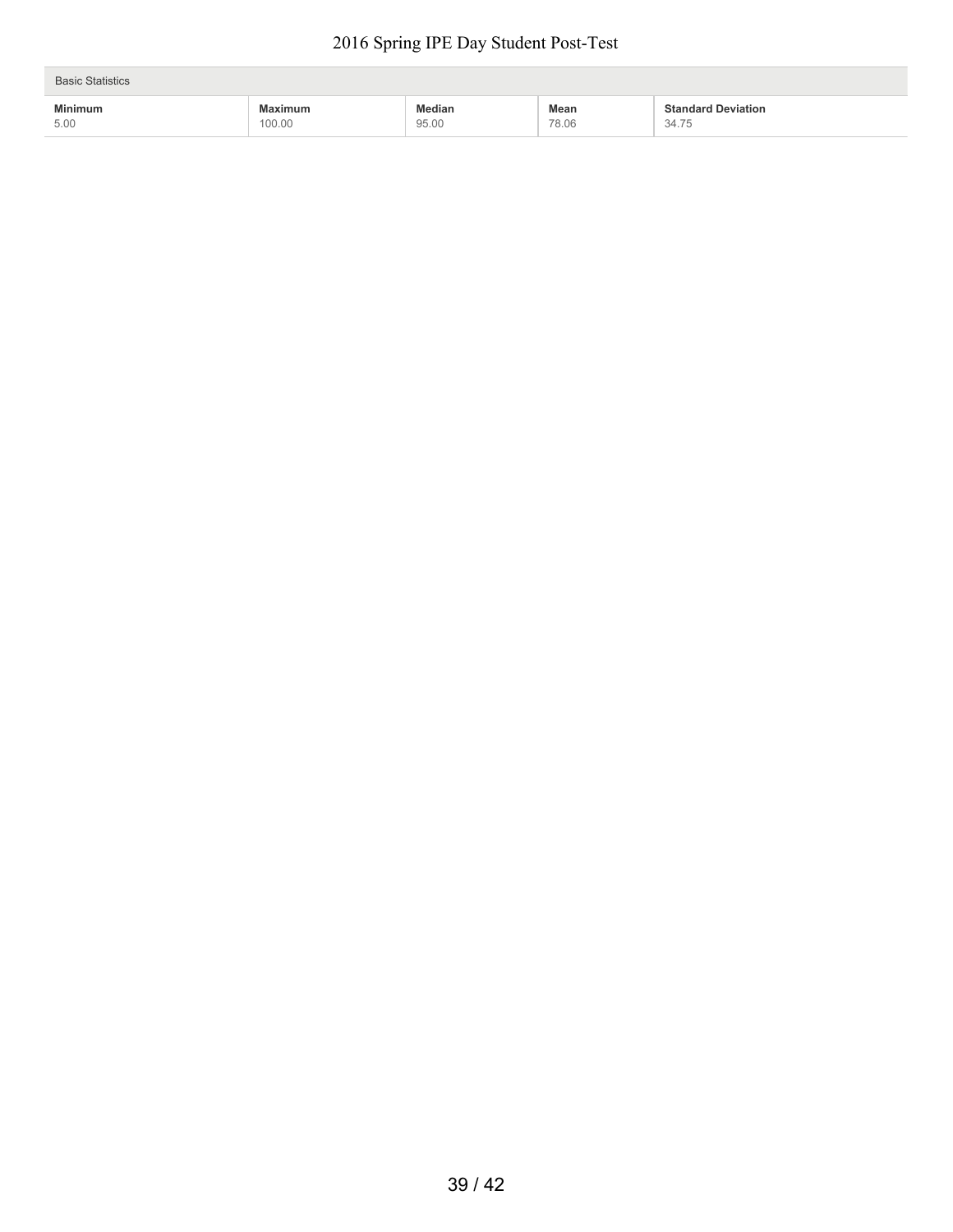Basic Statistics

| Minimum | Maximum | Median | Mean | Standard Deviation |
| --- | --- | --- | --- | --- |
| 5.00 | 100.00 | 95.00 | 78.06 | 34.75 |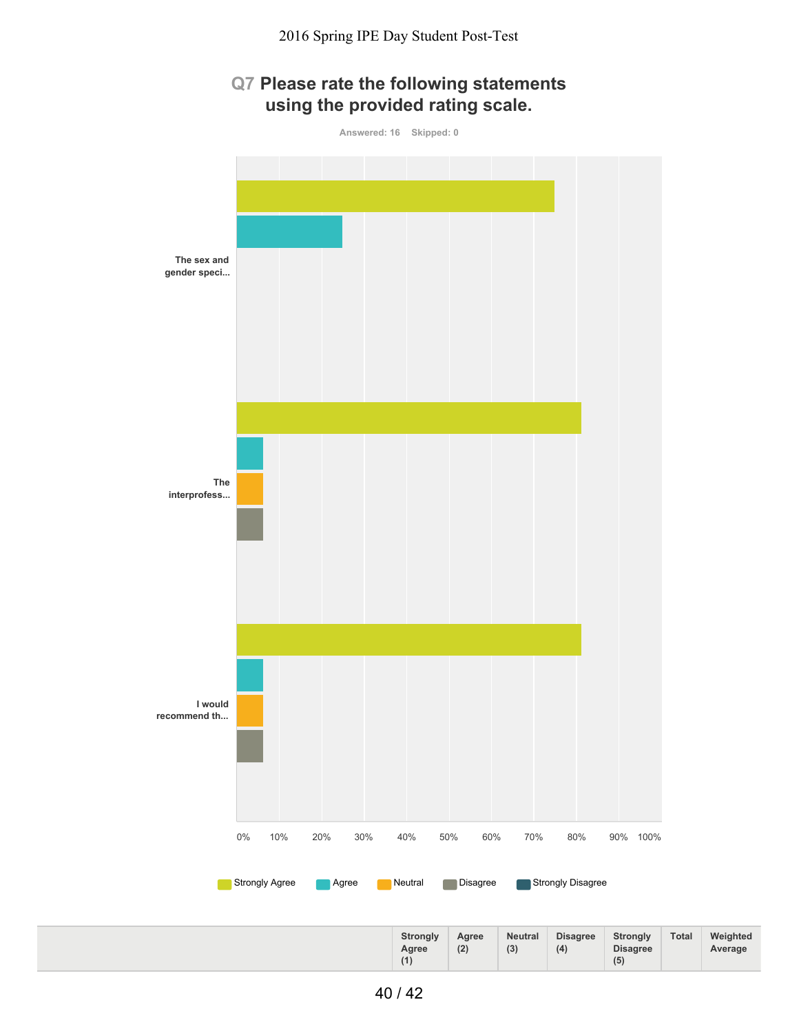# Q7 Please rate the following statements using the provided rating scale.

Answered: 16 Skipped: 0

The sex and gender speci...

The interprofess...

I would recommend th...

0% 10% 20% 30% 40% 50% 60% 70% 80% 90% 100%

Strongly Agree Agree Neutral Disagree Strongly Disagree

| | Strongly Agree (1) | Agree (2) | Neutral (3) | Disagree (4) | Strongly Disagree (5) | Total | Weighted Average |
|---|---|---|---|---|---|---|---|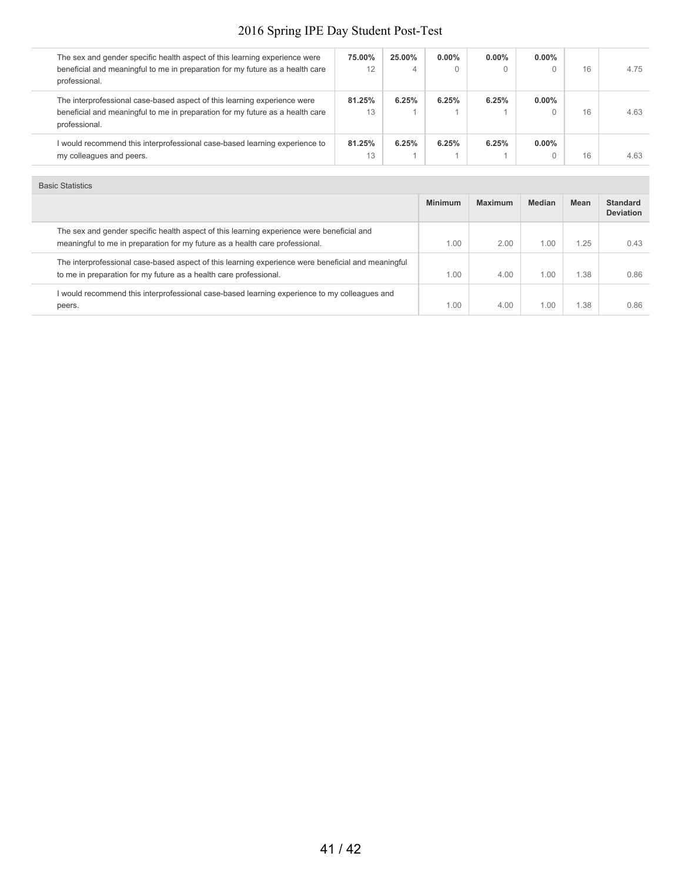| | | | | | | | |
|---|---|---|---|---|---|---|---|
| The sex and gender specific health aspect of this learning experience were beneficial and meaningful to me in preparation for my future as a health care professional. | **75.00%** 12 | **25.00%** 4 | **0.00%** 0 | **0.00%** 0 | **0.00%** 0 | 16 | 4.75 |
| The interprofessional case-based aspect of this learning experience were beneficial and meaningful to me in preparation for my future as a health care professional. | **81.25%** 13 | **6.25%** 1 | **6.25%** 1 | **6.25%** 1 | **0.00%** 0 | 16 | 4.63 |
| I would recommend this interprofessional case-based learning experience to my colleagues and peers. | **81.25%** 13 | **6.25%** 1 | **6.25%** 1 | **6.25%** 1 | **0.00%** 0 | 16 | 4.63 |

Basic Statistics

| | Minimum | Maximum | Median | Mean | Standard Deviation |
|---|---|---|---|---|---|
| The sex and gender specific health aspect of this learning experience were beneficial and meaningful to me in preparation for my future as a health care professional. | 1.00 | 2.00 | 1.00 | 1.25 | 0.43 |
| The interprofessional case-based aspect of this learning experience were beneficial and meaningful to me in preparation for my future as a health care professional. | 1.00 | 4.00 | 1.00 | 1.38 | 0.86 |
| I would recommend this interprofessional case-based learning experience to my colleagues and peers. | 1.00 | 4.00 | 1.00 | 1.38 | 0.86 |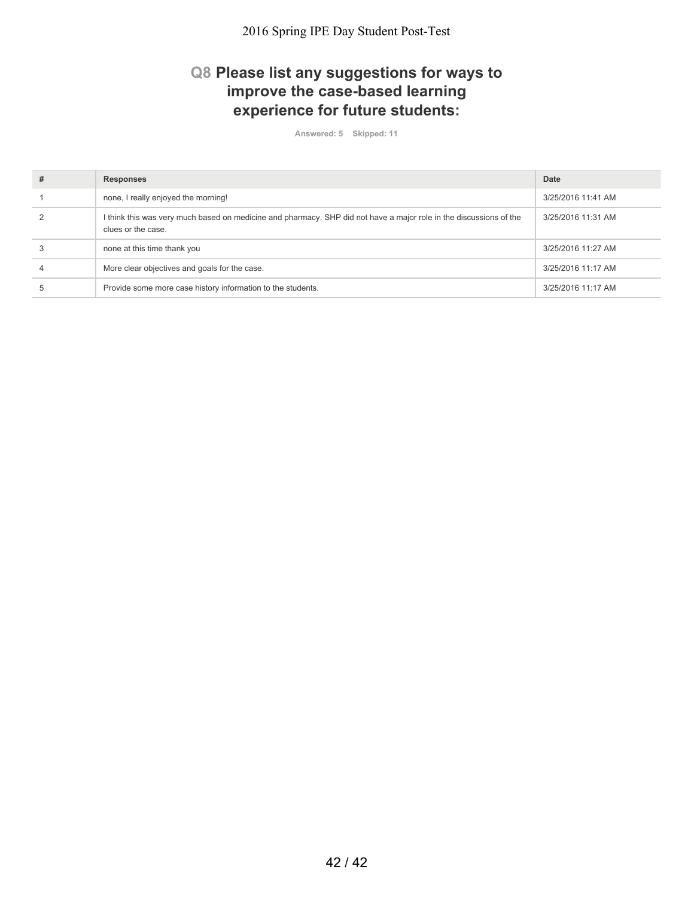## Q8 Please list any suggestions for ways to improve the case-based learning experience for future students:

Answered: 5 Skipped: 11

| # | Responses | Date |
| --- | --- | --- |
| 1 | none, I really enjoyed the morning! | 3/25/2016 11:41 AM |
| 2 | I think this was very much based on medicine and pharmacy. SHP did not have a major role in the discussions of the clues or the case. | 3/25/2016 11:31 AM |
| 3 | none at this time thank you | 3/25/2016 11:27 AM |
| 4 | More clear objectives and goals for the case. | 3/25/2016 11:17 AM |
| 5 | Provide some more case history information to the students. | 3/25/2016 11:17 AM |